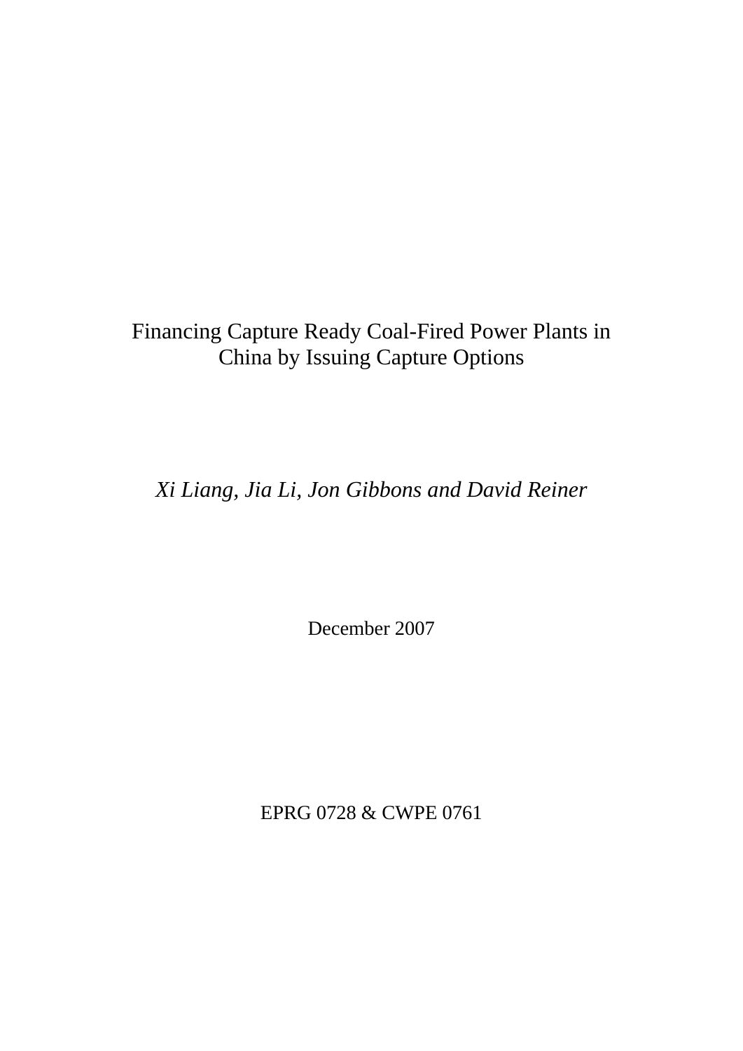# Financing Capture Ready Coal-Fired Power Plants in China by Issuing Capture Options

*Xi Liang, Jia Li, Jon Gibbons and David Reiner*

December 2007

EPRG 0728 & CWPE 0761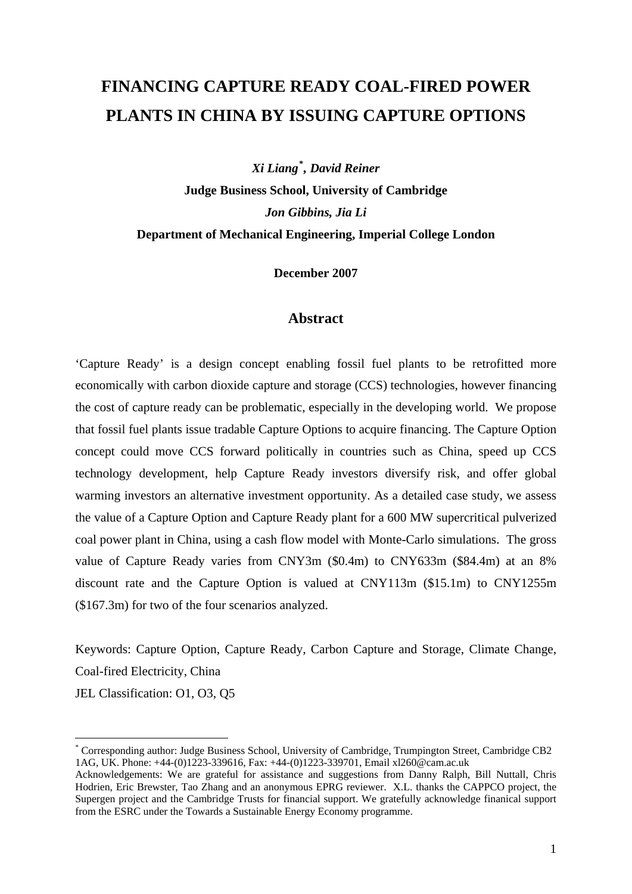# FINANCING CAPTURE READY COAL-FIRED POWER PLANTS IN CHINA BY ISSUING CAPTURE OPTIONS

***Xi Liang*[*], *David Reiner***

**Judge Business School, University of Cambridge**

***Jon Gibbins, Jia Li***

**Department of Mechanical Engineering, Imperial College London**

**December 2007**

## Abstract

'Capture Ready' is a design concept enabling fossil fuel plants to be retrofitted more economically with carbon dioxide capture and storage (CCS) technologies, however financing the cost of capture ready can be problematic, especially in the developing world. We propose that fossil fuel plants issue tradable Capture Options to acquire financing. The Capture Option concept could move CCS forward politically in countries such as China, speed up CCS technology development, help Capture Ready investors diversify risk, and offer global warming investors an alternative investment opportunity. As a detailed case study, we assess the value of a Capture Option and Capture Ready plant for a 600 MW supercritical pulverized coal power plant in China, using a cash flow model with Monte-Carlo simulations. The gross value of Capture Ready varies from CNY3m ($0.4m) to CNY633m ($84.4m) at an 8% discount rate and the Capture Option is valued at CNY113m ($15.1m) to CNY1255m ($167.3m) for two of the four scenarios analyzed.

Keywords: Capture Option, Capture Ready, Carbon Capture and Storage, Climate Change, Coal-fired Electricity, China

JEL Classification: O1, O3, Q5

---

[*] Corresponding author: Judge Business School, University of Cambridge, Trumpington Street, Cambridge CB2 1AG, UK. Phone: +44-(0)1223-339616, Fax: +44-(0)1223-339701, Email xl260@cam.ac.uk

Acknowledgements: We are grateful for assistance and suggestions from Danny Ralph, Bill Nuttall, Chris Hodrien, Eric Brewster, Tao Zhang and an anonymous EPRG reviewer. X.L. thanks the CAPPCO project, the Supergen project and the Cambridge Trusts for financial support. We gratefully acknowledge finanical support from the ESRC under the Towards a Sustainable Energy Economy programme.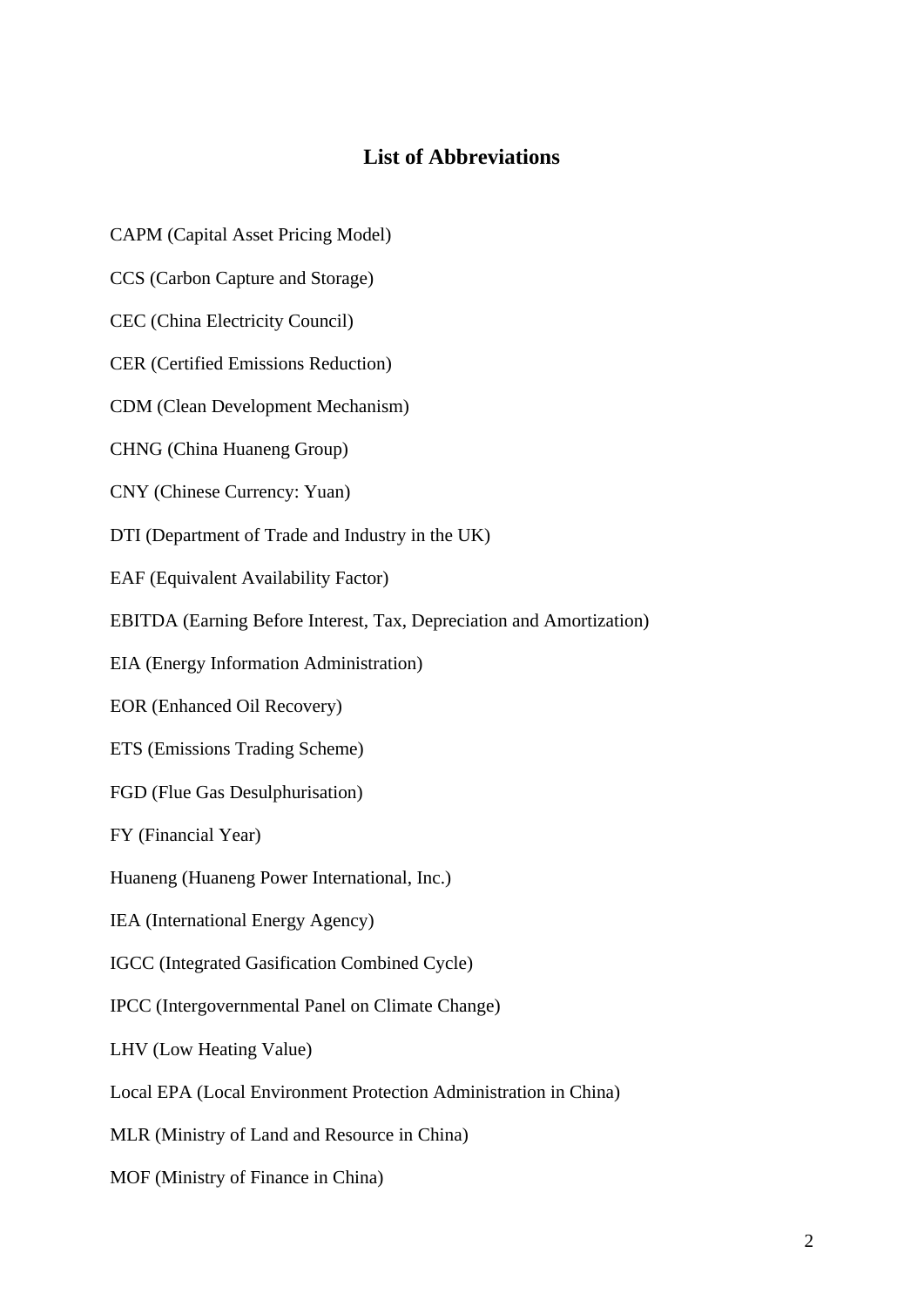## List of Abbreviations

CAPM (Capital Asset Pricing Model)

CCS (Carbon Capture and Storage)

CEC (China Electricity Council)

CER (Certified Emissions Reduction)

CDM (Clean Development Mechanism)

CHNG (China Huaneng Group)

CNY (Chinese Currency: Yuan)

DTI (Department of Trade and Industry in the UK)

EAF (Equivalent Availability Factor)

EBITDA (Earning Before Interest, Tax, Depreciation and Amortization)

EIA (Energy Information Administration)

EOR (Enhanced Oil Recovery)

ETS (Emissions Trading Scheme)

FGD (Flue Gas Desulphurisation)

FY (Financial Year)

Huaneng (Huaneng Power International, Inc.)

IEA (International Energy Agency)

IGCC (Integrated Gasification Combined Cycle)

IPCC (Intergovernmental Panel on Climate Change)

LHV (Low Heating Value)

Local EPA (Local Environment Protection Administration in China)

MLR (Ministry of Land and Resource in China)

MOF (Ministry of Finance in China)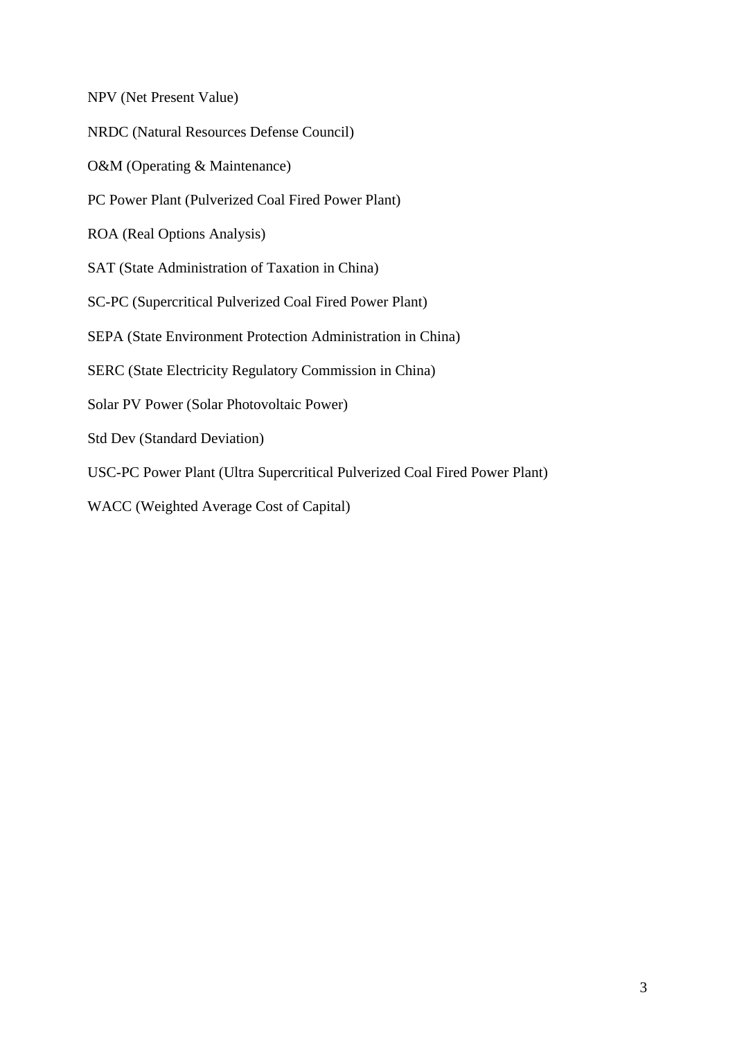NPV (Net Present Value)

NRDC (Natural Resources Defense Council)

O&M (Operating & Maintenance)

PC Power Plant (Pulverized Coal Fired Power Plant)

ROA (Real Options Analysis)

SAT (State Administration of Taxation in China)

SC-PC (Supercritical Pulverized Coal Fired Power Plant)

SEPA (State Environment Protection Administration in China)

SERC (State Electricity Regulatory Commission in China)

Solar PV Power (Solar Photovoltaic Power)

Std Dev (Standard Deviation)

USC-PC Power Plant (Ultra Supercritical Pulverized Coal Fired Power Plant)

WACC (Weighted Average Cost of Capital)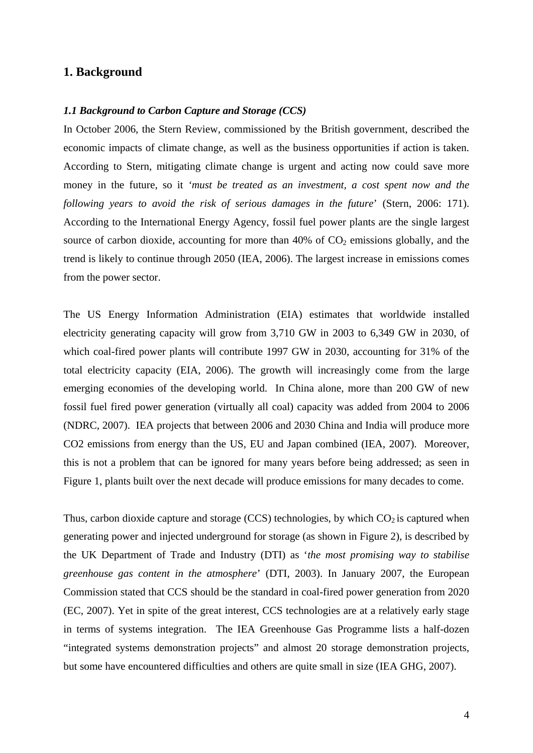## 1. Background

### *1.1 Background to Carbon Capture and Storage (CCS)*

In October 2006, the Stern Review, commissioned by the British government, described the economic impacts of climate change, as well as the business opportunities if action is taken. According to Stern, mitigating climate change is urgent and acting now could save more money in the future, so it '*must be treated as an investment, a cost spent now and the following years to avoid the risk of serious damages in the future*' (Stern, 2006: 171). According to the International Energy Agency, fossil fuel power plants are the single largest source of carbon dioxide, accounting for more than 40% of $CO_2$ emissions globally, and the trend is likely to continue through 2050 (IEA, 2006). The largest increase in emissions comes from the power sector.

The US Energy Information Administration (EIA) estimates that worldwide installed electricity generating capacity will grow from 3,710 GW in 2003 to 6,349 GW in 2030, of which coal-fired power plants will contribute 1997 GW in 2030, accounting for 31% of the total electricity capacity (EIA, 2006). The growth will increasingly come from the large emerging economies of the developing world. In China alone, more than 200 GW of new fossil fuel fired power generation (virtually all coal) capacity was added from 2004 to 2006 (NDRC, 2007). IEA projects that between 2006 and 2030 China and India will produce more CO2 emissions from energy than the US, EU and Japan combined (IEA, 2007). Moreover, this is not a problem that can be ignored for many years before being addressed; as seen in Figure 1, plants built over the next decade will produce emissions for many decades to come.

Thus, carbon dioxide capture and storage (CCS) technologies, by which $CO_2$ is captured when generating power and injected underground for storage (as shown in Figure 2), is described by the UK Department of Trade and Industry (DTI) as '*the most promising way to stabilise greenhouse gas content in the atmosphere*' (DTI, 2003). In January 2007, the European Commission stated that CCS should be the standard in coal-fired power generation from 2020 (EC, 2007). Yet in spite of the great interest, CCS technologies are at a relatively early stage in terms of systems integration. The IEA Greenhouse Gas Programme lists a half-dozen "integrated systems demonstration projects" and almost 20 storage demonstration projects, but some have encountered difficulties and others are quite small in size (IEA GHG, 2007).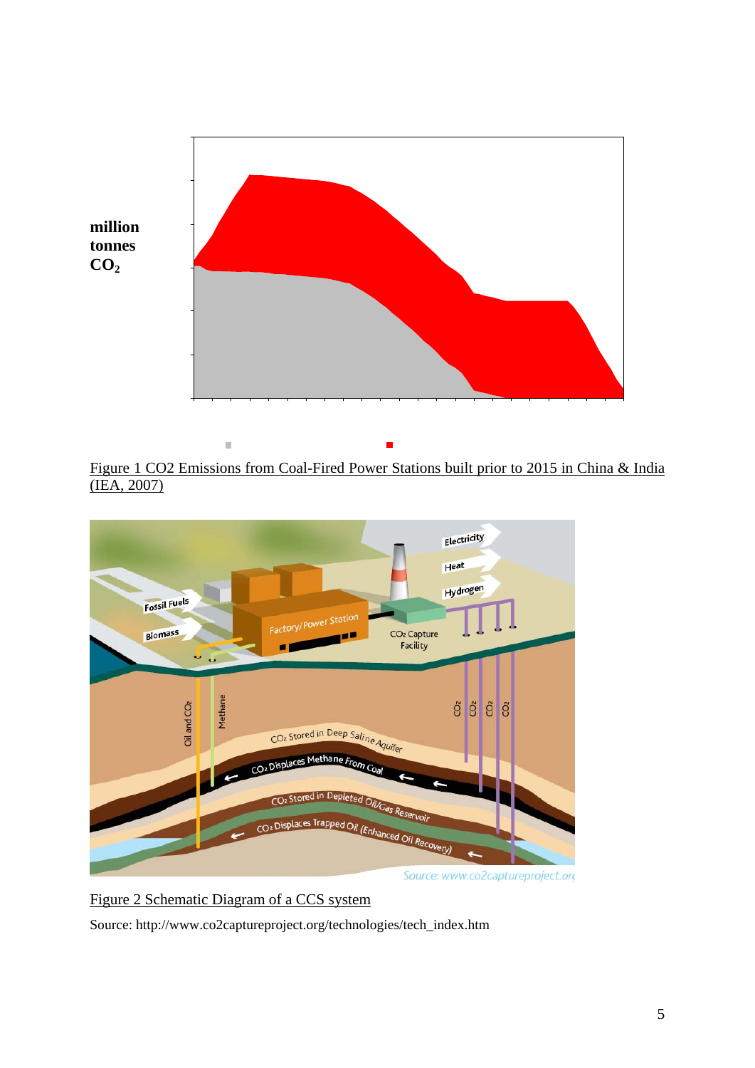million tonnes $CO_2$

Figure 1 CO2 Emissions from Coal-Fired Power Stations built prior to 2015 in China & India (IEA, 2007)

Electricity

Heat

Hydrogen

Fossil Fuels

Biomass

Factory/Power Station

$CO_2$ Capture Facility

Oil and $CO_2$

Methane

$CO_2$ $CO_2$ $CO_2$ $CO_2$

$CO_2$ Stored in Deep Saline Aquifer

$CO_2$ Displaces Methane From Coal

$CO_2$ Stored in Depleted Oil/Gas Reservoir

$CO_2$ Displaces Trapped Oil (Enhanced Oil Recovery)

Source: www.co2captureproject.org

Figure 2 Schematic Diagram of a CCS system

Source: http://www.co2captureproject.org/technologies/tech_index.htm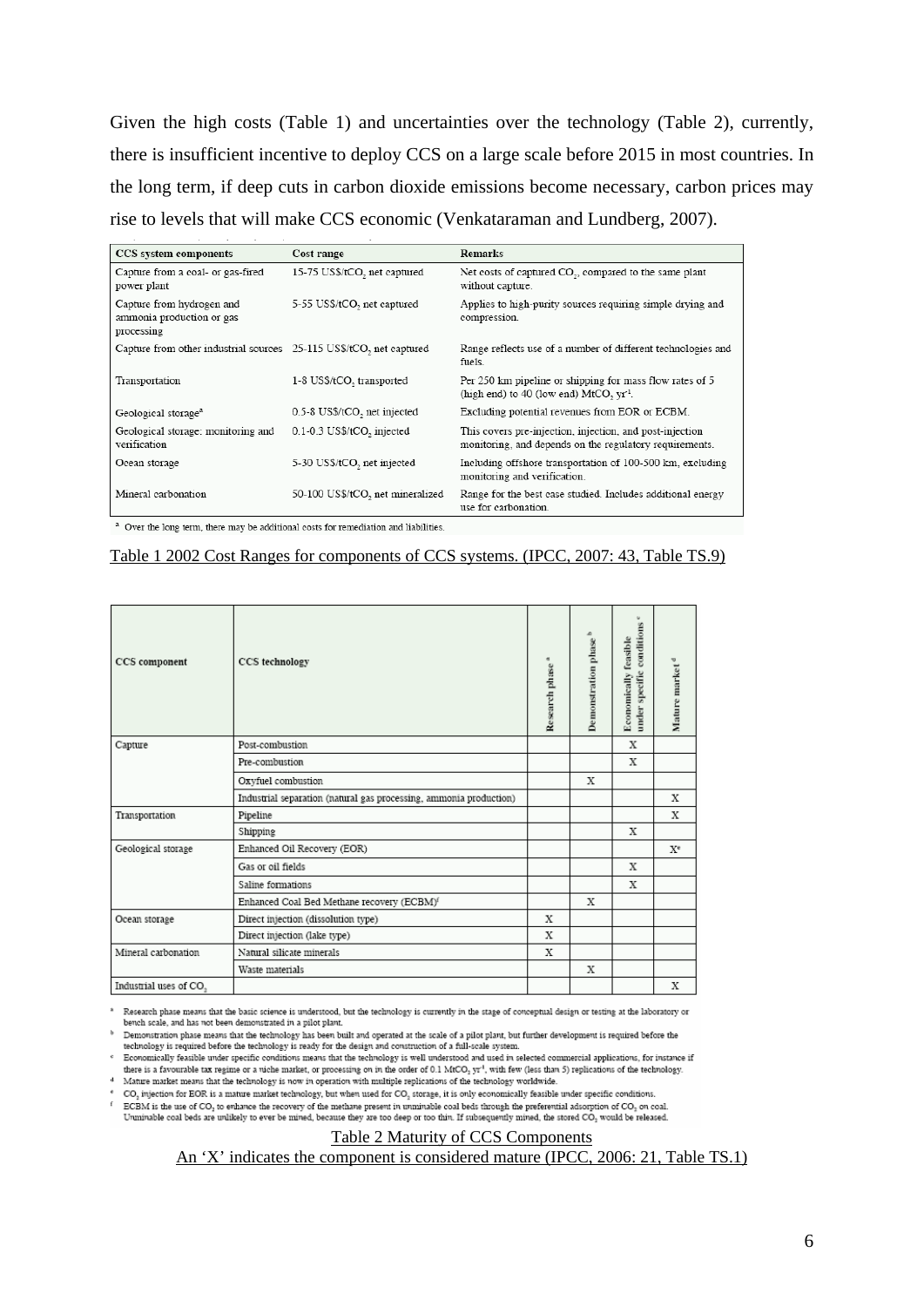Given the high costs (Table 1) and uncertainties over the technology (Table 2), currently, there is insufficient incentive to deploy CCS on a large scale before 2015 in most countries. In the long term, if deep cuts in carbon dioxide emissions become necessary, carbon prices may rise to levels that will make CCS economic (Venkataraman and Lundberg, 2007).

| CCS system components | Cost range | Remarks |
|---|---|---|
| Capture from a coal- or gas-fired power plant | 15-75 US$/t$CO_2$ net captured | Net costs of captured $CO_2$, compared to the same plant without capture. |
| Capture from hydrogen and ammonia production or gas processing | 5-55 US$/t$CO_2$ net captured | Applies to high-purity sources requiring simple drying and compression. |
| Capture from other industrial sources | 25-115 US$/t$CO_2$ net captured | Range reflects use of a number of different technologies and fuels. |
| Transportation | 1-8 US$/t$CO_2$ transported | Per 250 km pipeline or shipping for mass flow rates of 5 (high end) to 40 (low end) Mt$CO_2$ yr$^{-1}$. |
| Geological storage[a] | 0.5-8 US$/t$CO_2$ net injected | Excluding potential revenues from EOR or ECBM. |
| Geological storage: monitoring and verification | 0.1-0.3 US$/t$CO_2$ injected | This covers pre-injection, injection, and post-injection monitoring, and depends on the regulatory requirements. |
| Ocean storage | 5-30 US$/t$CO_2$ net injected | Including offshore transportation of 100-500 km, excluding monitoring and verification. |
| Mineral carbonation | 50-100 US$/t$CO_2$ net mineralized | Range for the best case studied. Includes additional energy use for carbonation. |

[a] Over the long term, there may be additional costs for remediation and liabilities.

Table 1 2002 Cost Ranges for components of CCS systems. (IPCC, 2007: 43, Table TS.9)

| CCS component | CCS technology | Research phase[a] | Demonstration phase[b] | Economically feasible under specific conditions[c] | Mature market[d] |
|---|---|---|---|---|---|
| Capture | Post-combustion | | | X | |
| | Pre-combustion | | | X | |
| | Oxyfuel combustion | | X | | |
| | Industrial separation (natural gas processing, ammonia production) | | | | X |
| Transportation | Pipeline | | | | X |
| | Shipping | | | X | |
| Geological storage | Enhanced Oil Recovery (EOR) | | | | X[e] |
| | Gas or oil fields | | | X | |
| | Saline formations | | | X | |
| | Enhanced Coal Bed Methane recovery (ECBM)[f] | | X | | |
| Ocean storage | Direct injection (dissolution type) | X | | | |
| | Direct injection (lake type) | X | | | |
| Mineral carbonation | Natural silicate minerals | X | | | |
| | Waste materials | | X | | |
| Industrial uses of $CO_2$ | | | | | X |

[a] Research phase means that the basic science is understood, but the technology is currently in the stage of conceptual design or testing at the laboratory or bench scale, and has not been demonstrated in a pilot plant.

[b] Demonstration phase means that the technology has been built and operated at the scale of a pilot plant, but further development is required before the technology is required before the technology is ready for the design and construction of a full-scale system.

[c] Economically feasible under specific conditions means that the technology is well understood and used in selected commercial applications, for instance if there is a favourable tax regime or a niche market, or processing on in the order of 0.1 Mt$CO_2$ yr$^{-1}$, with few (less than 5) replications of the technology.

[d] Mature market means that the technology is now in operation with multiple replications of the technology worldwide.

[e] $CO_2$ injection for EOR is a mature market technology, but when used for $CO_2$ storage, it is only economically feasible under specific conditions.

[f] ECBM is the use of $CO_2$ to enhance the recovery of the methane present in unminable coal beds through the preferential adsorption of $CO_2$ on coal. Unminable coal beds are unlikely to ever be mined, because they are too deep or too thin. If subsequently mined, the stored $CO_2$ would be released.

Table 2 Maturity of CCS Components
An 'X' indicates the component is considered mature (IPCC, 2006: 21, Table TS.1)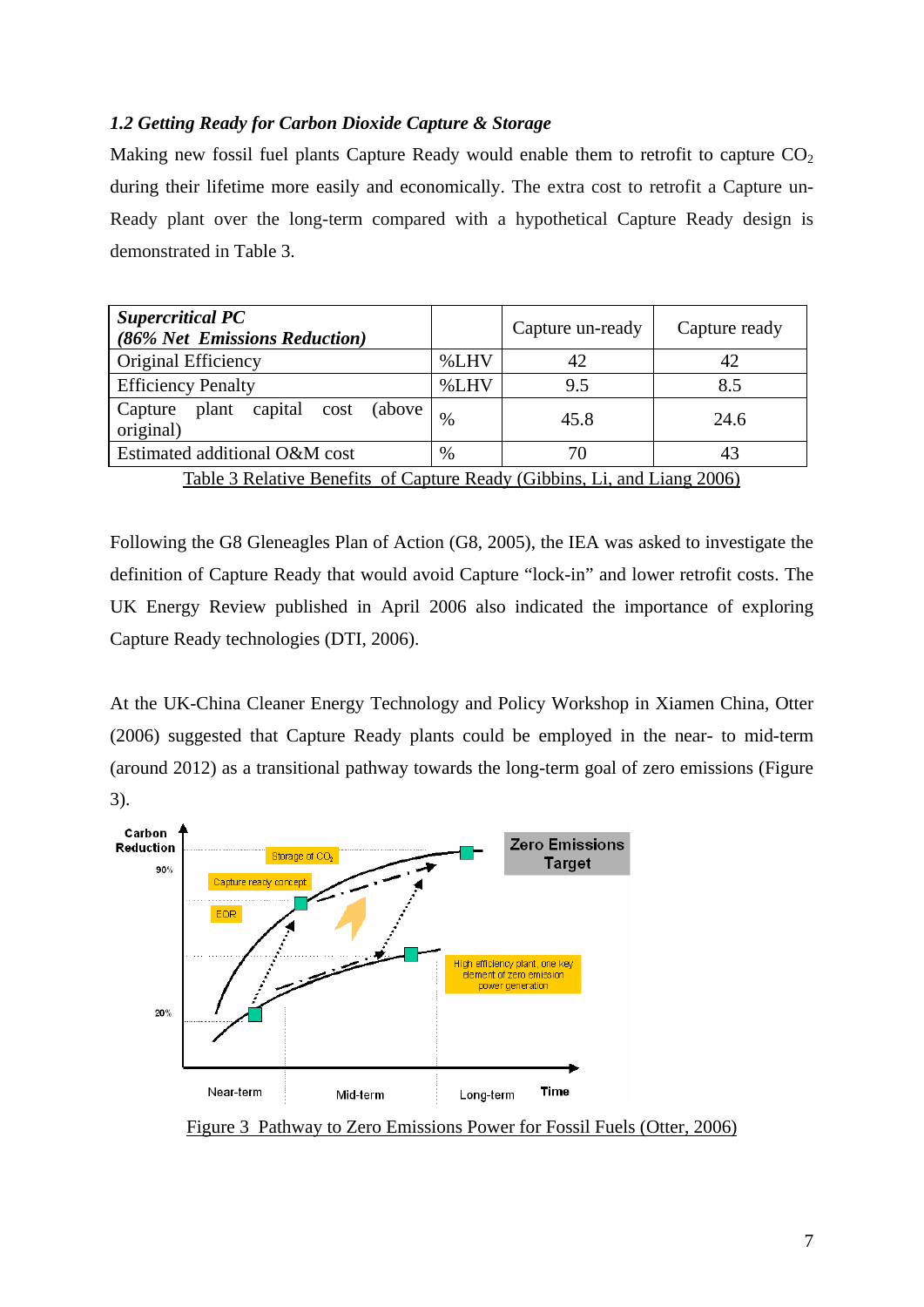### *1.2 Getting Ready for Carbon Dioxide Capture & Storage*

Making new fossil fuel plants Capture Ready would enable them to retrofit to capture $CO_2$ during their lifetime more easily and economically. The extra cost to retrofit a Capture un-Ready plant over the long-term compared with a hypothetical Capture Ready design is demonstrated in Table 3.

| ***Supercritical PC (86% Net Emissions Reduction)*** | | Capture un-ready | Capture ready |
|---|---|---|---|
| Original Efficiency | %LHV | 42 | 42 |
| Efficiency Penalty | %LHV | 9.5 | 8.5 |
| Capture plant capital cost (above original) | % | 45.8 | 24.6 |
| Estimated additional O&M cost | % | 70 | 43 |

Table 3 Relative Benefits of Capture Ready (Gibbins, Li, and Liang 2006)

Following the G8 Gleneagles Plan of Action (G8, 2005), the IEA was asked to investigate the definition of Capture Ready that would avoid Capture "lock-in" and lower retrofit costs. The UK Energy Review published in April 2006 also indicated the importance of exploring Capture Ready technologies (DTI, 2006).

At the UK-China Cleaner Energy Technology and Policy Workshop in Xiamen China, Otter (2006) suggested that Capture Ready plants could be employed in the near- to mid-term (around 2012) as a transitional pathway towards the long-term goal of zero emissions (Figure 3).

Figure 3 Pathway to Zero Emissions Power for Fossil Fuels (Otter, 2006)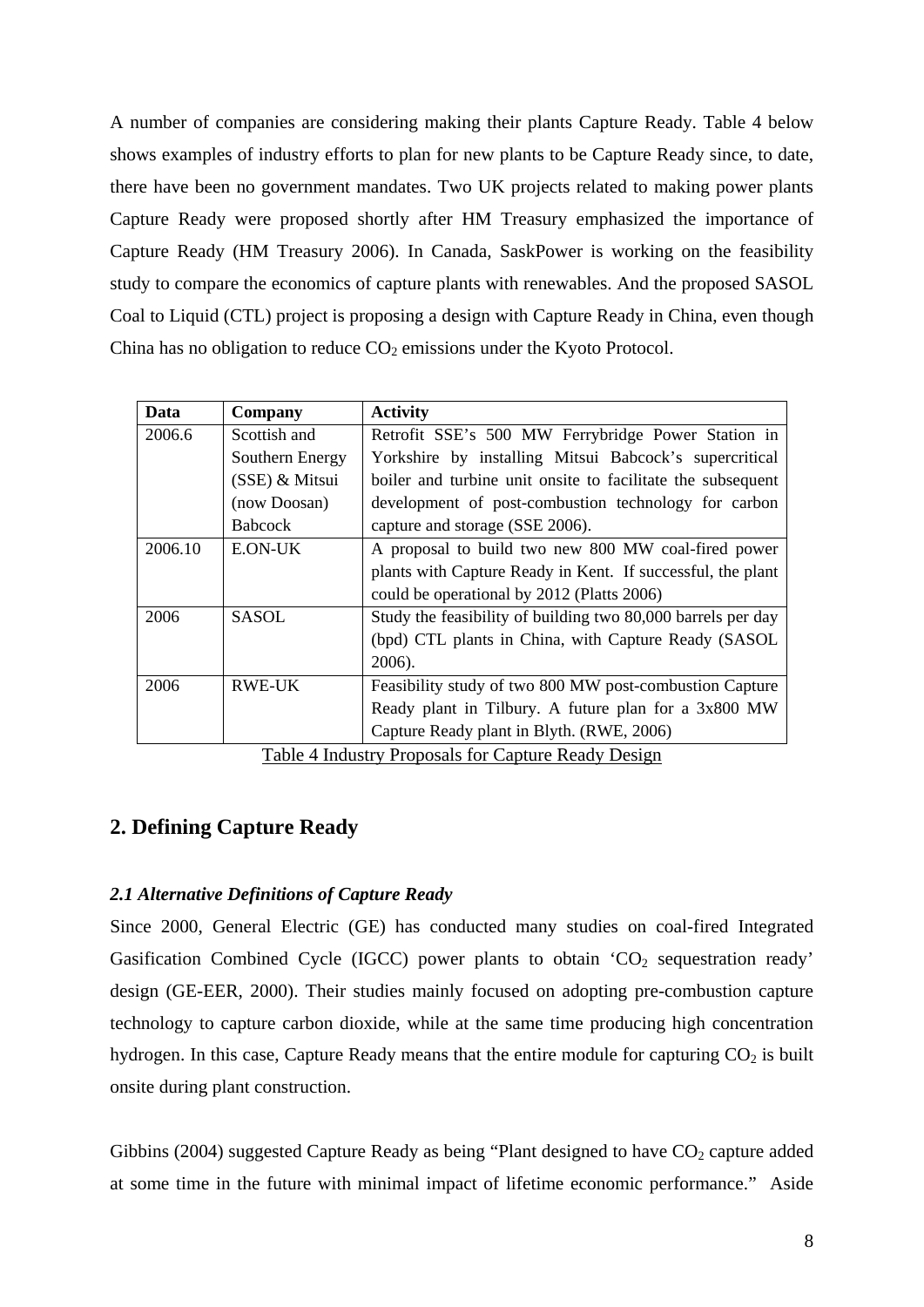A number of companies are considering making their plants Capture Ready. Table 4 below shows examples of industry efforts to plan for new plants to be Capture Ready since, to date, there have been no government mandates. Two UK projects related to making power plants Capture Ready were proposed shortly after HM Treasury emphasized the importance of Capture Ready (HM Treasury 2006). In Canada, SaskPower is working on the feasibility study to compare the economics of capture plants with renewables. And the proposed SASOL Coal to Liquid (CTL) project is proposing a design with Capture Ready in China, even though China has no obligation to reduce $CO_2$ emissions under the Kyoto Protocol.

| Data | Company | Activity |
|---|---|---|
| 2006.6 | Scottish and Southern Energy (SSE) & Mitsui (now Doosan) Babcock | Retrofit SSE's 500 MW Ferrybridge Power Station in Yorkshire by installing Mitsui Babcock's supercritical boiler and turbine unit onsite to facilitate the subsequent development of post-combustion technology for carbon capture and storage (SSE 2006). |
| 2006.10 | E.ON-UK | A proposal to build two new 800 MW coal-fired power plants with Capture Ready in Kent. If successful, the plant could be operational by 2012 (Platts 2006) |
| 2006 | SASOL | Study the feasibility of building two 80,000 barrels per day (bpd) CTL plants in China, with Capture Ready (SASOL 2006). |
| 2006 | RWE-UK | Feasibility study of two 800 MW post-combustion Capture Ready plant in Tilbury. A future plan for a 3x800 MW Capture Ready plant in Blyth. (RWE, 2006) |

Table 4 Industry Proposals for Capture Ready Design

## 2. Defining Capture Ready

### *2.1 Alternative Definitions of Capture Ready*

Since 2000, General Electric (GE) has conducted many studies on coal-fired Integrated Gasification Combined Cycle (IGCC) power plants to obtain '$CO_2$ sequestration ready' design (GE-EER, 2000). Their studies mainly focused on adopting pre-combustion capture technology to capture carbon dioxide, while at the same time producing high concentration hydrogen. In this case, Capture Ready means that the entire module for capturing $CO_2$ is built onsite during plant construction.

Gibbins (2004) suggested Capture Ready as being "Plant designed to have $CO_2$ capture added at some time in the future with minimal impact of lifetime economic performance." Aside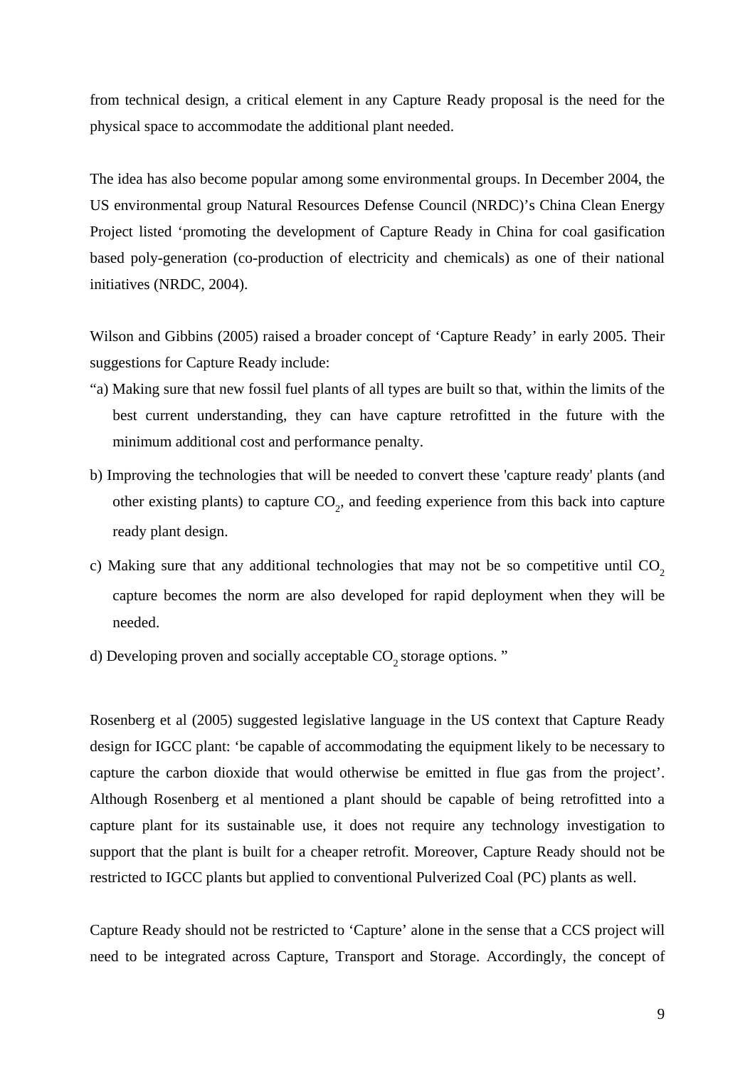from technical design, a critical element in any Capture Ready proposal is the need for the physical space to accommodate the additional plant needed.

The idea has also become popular among some environmental groups. In December 2004, the US environmental group Natural Resources Defense Council (NRDC)'s China Clean Energy Project listed 'promoting the development of Capture Ready in China for coal gasification based poly-generation (co-production of electricity and chemicals) as one of their national initiatives (NRDC, 2004).

Wilson and Gibbins (2005) raised a broader concept of 'Capture Ready' in early 2005. Their suggestions for Capture Ready include:

"a) Making sure that new fossil fuel plants of all types are built so that, within the limits of the best current understanding, they can have capture retrofitted in the future with the minimum additional cost and performance penalty.

b) Improving the technologies that will be needed to convert these 'capture ready' plants (and other existing plants) to capture $CO_2$, and feeding experience from this back into capture ready plant design.

c) Making sure that any additional technologies that may not be so competitive until $CO_2$ capture becomes the norm are also developed for rapid deployment when they will be needed.

d) Developing proven and socially acceptable $CO_2$ storage options. "

Rosenberg et al (2005) suggested legislative language in the US context that Capture Ready design for IGCC plant: 'be capable of accommodating the equipment likely to be necessary to capture the carbon dioxide that would otherwise be emitted in flue gas from the project'. Although Rosenberg et al mentioned a plant should be capable of being retrofitted into a capture plant for its sustainable use, it does not require any technology investigation to support that the plant is built for a cheaper retrofit. Moreover, Capture Ready should not be restricted to IGCC plants but applied to conventional Pulverized Coal (PC) plants as well.

Capture Ready should not be restricted to 'Capture' alone in the sense that a CCS project will need to be integrated across Capture, Transport and Storage. Accordingly, the concept of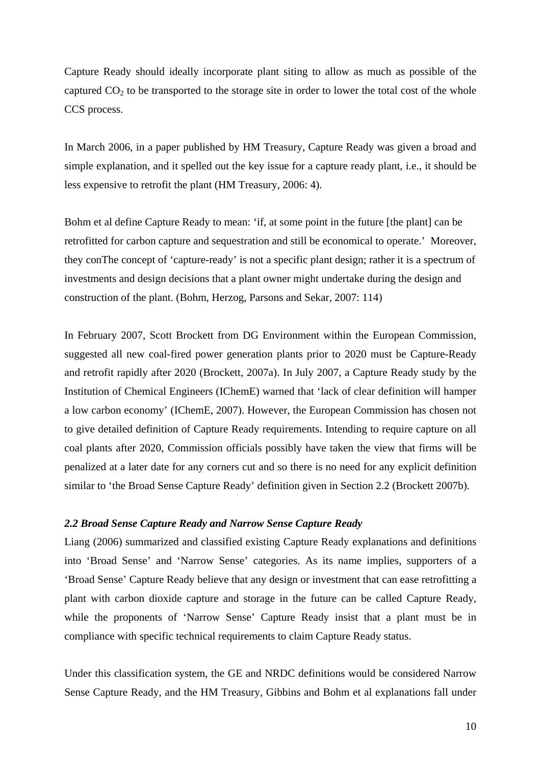Capture Ready should ideally incorporate plant siting to allow as much as possible of the captured $CO_2$ to be transported to the storage site in order to lower the total cost of the whole CCS process.

In March 2006, in a paper published by HM Treasury, Capture Ready was given a broad and simple explanation, and it spelled out the key issue for a capture ready plant, i.e., it should be less expensive to retrofit the plant (HM Treasury, 2006: 4).

Bohm et al define Capture Ready to mean: 'if, at some point in the future [the plant] can be retrofitted for carbon capture and sequestration and still be economical to operate.' Moreover, they conThe concept of 'capture-ready' is not a specific plant design; rather it is a spectrum of investments and design decisions that a plant owner might undertake during the design and construction of the plant. (Bohm, Herzog, Parsons and Sekar, 2007: 114)

In February 2007, Scott Brockett from DG Environment within the European Commission, suggested all new coal-fired power generation plants prior to 2020 must be Capture-Ready and retrofit rapidly after 2020 (Brockett, 2007a). In July 2007, a Capture Ready study by the Institution of Chemical Engineers (IChemE) warned that 'lack of clear definition will hamper a low carbon economy' (IChemE, 2007). However, the European Commission has chosen not to give detailed definition of Capture Ready requirements. Intending to require capture on all coal plants after 2020, Commission officials possibly have taken the view that firms will be penalized at a later date for any corners cut and so there is no need for any explicit definition similar to 'the Broad Sense Capture Ready' definition given in Section 2.2 (Brockett 2007b).

### *2.2 Broad Sense Capture Ready and Narrow Sense Capture Ready*

Liang (2006) summarized and classified existing Capture Ready explanations and definitions into 'Broad Sense' and 'Narrow Sense' categories. As its name implies, supporters of a 'Broad Sense' Capture Ready believe that any design or investment that can ease retrofitting a plant with carbon dioxide capture and storage in the future can be called Capture Ready, while the proponents of 'Narrow Sense' Capture Ready insist that a plant must be in compliance with specific technical requirements to claim Capture Ready status.

Under this classification system, the GE and NRDC definitions would be considered Narrow Sense Capture Ready, and the HM Treasury, Gibbins and Bohm et al explanations fall under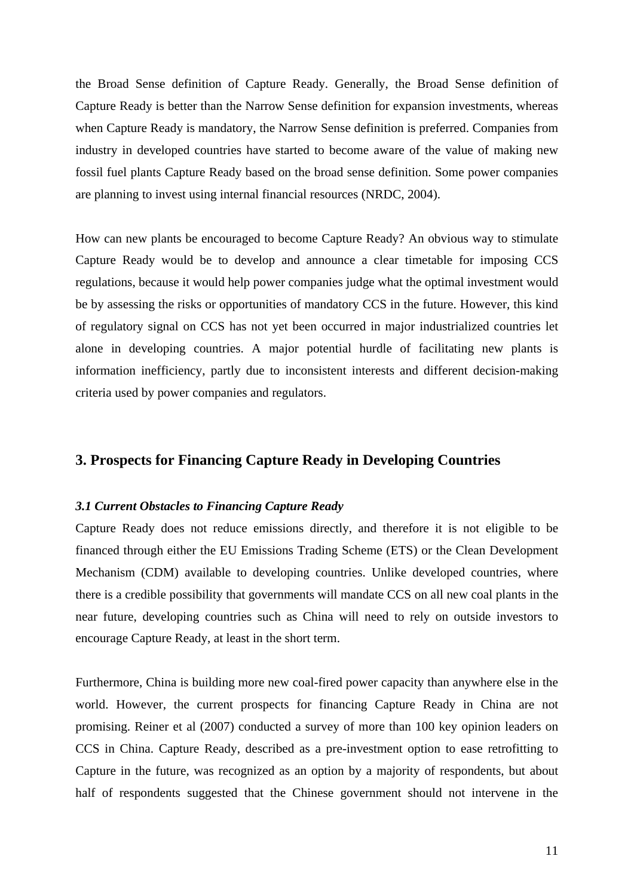the Broad Sense definition of Capture Ready. Generally, the Broad Sense definition of Capture Ready is better than the Narrow Sense definition for expansion investments, whereas when Capture Ready is mandatory, the Narrow Sense definition is preferred. Companies from industry in developed countries have started to become aware of the value of making new fossil fuel plants Capture Ready based on the broad sense definition. Some power companies are planning to invest using internal financial resources (NRDC, 2004).

How can new plants be encouraged to become Capture Ready? An obvious way to stimulate Capture Ready would be to develop and announce a clear timetable for imposing CCS regulations, because it would help power companies judge what the optimal investment would be by assessing the risks or opportunities of mandatory CCS in the future. However, this kind of regulatory signal on CCS has not yet been occurred in major industrialized countries let alone in developing countries. A major potential hurdle of facilitating new plants is information inefficiency, partly due to inconsistent interests and different decision-making criteria used by power companies and regulators.

## 3. Prospects for Financing Capture Ready in Developing Countries

### *3.1 Current Obstacles to Financing Capture Ready*

Capture Ready does not reduce emissions directly, and therefore it is not eligible to be financed through either the EU Emissions Trading Scheme (ETS) or the Clean Development Mechanism (CDM) available to developing countries. Unlike developed countries, where there is a credible possibility that governments will mandate CCS on all new coal plants in the near future, developing countries such as China will need to rely on outside investors to encourage Capture Ready, at least in the short term.

Furthermore, China is building more new coal-fired power capacity than anywhere else in the world. However, the current prospects for financing Capture Ready in China are not promising. Reiner et al (2007) conducted a survey of more than 100 key opinion leaders on CCS in China. Capture Ready, described as a pre-investment option to ease retrofitting to Capture in the future, was recognized as an option by a majority of respondents, but about half of respondents suggested that the Chinese government should not intervene in the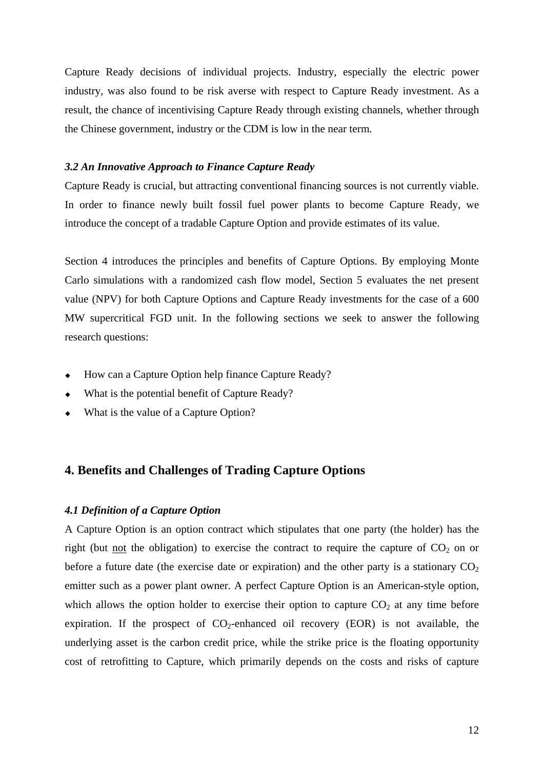Capture Ready decisions of individual projects. Industry, especially the electric power industry, was also found to be risk averse with respect to Capture Ready investment. As a result, the chance of incentivising Capture Ready through existing channels, whether through the Chinese government, industry or the CDM is low in the near term.

### *3.2 An Innovative Approach to Finance Capture Ready*

Capture Ready is crucial, but attracting conventional financing sources is not currently viable. In order to finance newly built fossil fuel power plants to become Capture Ready, we introduce the concept of a tradable Capture Option and provide estimates of its value.

Section 4 introduces the principles and benefits of Capture Options. By employing Monte Carlo simulations with a randomized cash flow model, Section 5 evaluates the net present value (NPV) for both Capture Options and Capture Ready investments for the case of a 600 MW supercritical FGD unit. In the following sections we seek to answer the following research questions:

- How can a Capture Option help finance Capture Ready?
- What is the potential benefit of Capture Ready?
- What is the value of a Capture Option?

## 4. Benefits and Challenges of Trading Capture Options

### *4.1 Definition of a Capture Option*

A Capture Option is an option contract which stipulates that one party (the holder) has the right (but not the obligation) to exercise the contract to require the capture of $CO_2$ on or before a future date (the exercise date or expiration) and the other party is a stationary $CO_2$ emitter such as a power plant owner. A perfect Capture Option is an American-style option, which allows the option holder to exercise their option to capture $CO_2$ at any time before expiration. If the prospect of $CO_2$-enhanced oil recovery (EOR) is not available, the underlying asset is the carbon credit price, while the strike price is the floating opportunity cost of retrofitting to Capture, which primarily depends on the costs and risks of capture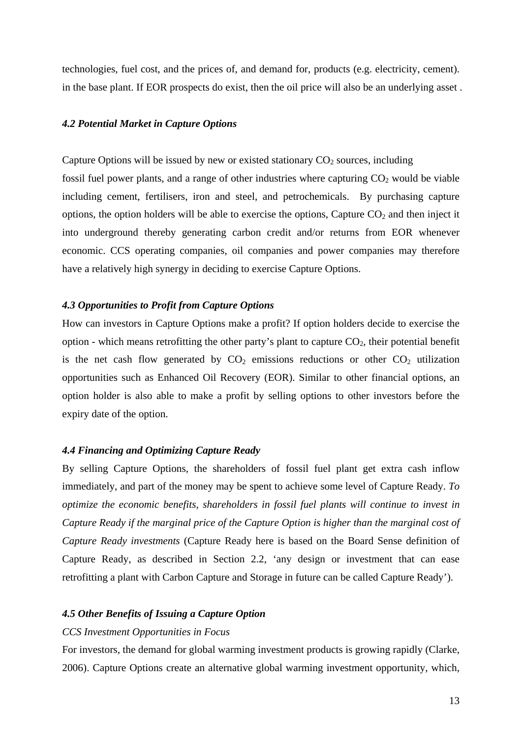technologies, fuel cost, and the prices of, and demand for, products (e.g. electricity, cement). in the base plant. If EOR prospects do exist, then the oil price will also be an underlying asset .

### *4.2 Potential Market in Capture Options*

Capture Options will be issued by new or existed stationary $CO_2$ sources, including fossil fuel power plants, and a range of other industries where capturing $CO_2$ would be viable including cement, fertilisers, iron and steel, and petrochemicals. By purchasing capture options, the option holders will be able to exercise the options, Capture $CO_2$ and then inject it into underground thereby generating carbon credit and/or returns from EOR whenever economic. CCS operating companies, oil companies and power companies may therefore have a relatively high synergy in deciding to exercise Capture Options.

### *4.3 Opportunities to Profit from Capture Options*

How can investors in Capture Options make a profit? If option holders decide to exercise the option - which means retrofitting the other party's plant to capture $CO_2$, their potential benefit is the net cash flow generated by $CO_2$ emissions reductions or other $CO_2$ utilization opportunities such as Enhanced Oil Recovery (EOR). Similar to other financial options, an option holder is also able to make a profit by selling options to other investors before the expiry date of the option.

### *4.4 Financing and Optimizing Capture Ready*

By selling Capture Options, the shareholders of fossil fuel plant get extra cash inflow immediately, and part of the money may be spent to achieve some level of Capture Ready. *To optimize the economic benefits, shareholders in fossil fuel plants will continue to invest in Capture Ready if the marginal price of the Capture Option is higher than the marginal cost of Capture Ready investments* (Capture Ready here is based on the Board Sense definition of Capture Ready, as described in Section 2.2, 'any design or investment that can ease retrofitting a plant with Carbon Capture and Storage in future can be called Capture Ready').

### *4.5 Other Benefits of Issuing a Capture Option*

*CCS Investment Opportunities in Focus*

For investors, the demand for global warming investment products is growing rapidly (Clarke, 2006). Capture Options create an alternative global warming investment opportunity, which,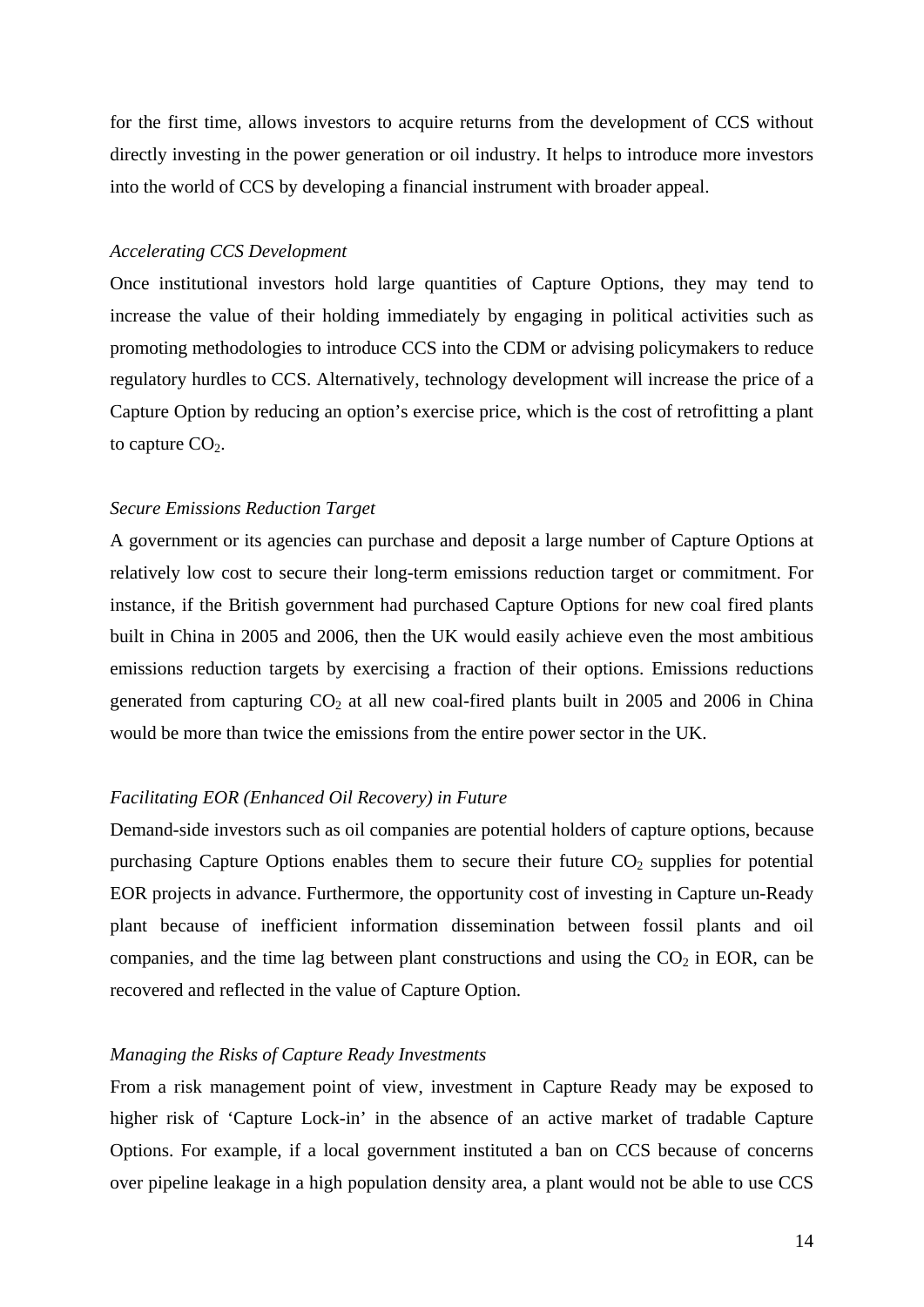for the first time, allows investors to acquire returns from the development of CCS without directly investing in the power generation or oil industry. It helps to introduce more investors into the world of CCS by developing a financial instrument with broader appeal.

*Accelerating CCS Development*

Once institutional investors hold large quantities of Capture Options, they may tend to increase the value of their holding immediately by engaging in political activities such as promoting methodologies to introduce CCS into the CDM or advising policymakers to reduce regulatory hurdles to CCS. Alternatively, technology development will increase the price of a Capture Option by reducing an option's exercise price, which is the cost of retrofitting a plant to capture $CO_2$.

*Secure Emissions Reduction Target*

A government or its agencies can purchase and deposit a large number of Capture Options at relatively low cost to secure their long-term emissions reduction target or commitment. For instance, if the British government had purchased Capture Options for new coal fired plants built in China in 2005 and 2006, then the UK would easily achieve even the most ambitious emissions reduction targets by exercising a fraction of their options. Emissions reductions generated from capturing $CO_2$ at all new coal-fired plants built in 2005 and 2006 in China would be more than twice the emissions from the entire power sector in the UK.

*Facilitating EOR (Enhanced Oil Recovery) in Future*

Demand-side investors such as oil companies are potential holders of capture options, because purchasing Capture Options enables them to secure their future $CO_2$ supplies for potential EOR projects in advance. Furthermore, the opportunity cost of investing in Capture un-Ready plant because of inefficient information dissemination between fossil plants and oil companies, and the time lag between plant constructions and using the $CO_2$ in EOR, can be recovered and reflected in the value of Capture Option.

*Managing the Risks of Capture Ready Investments*

From a risk management point of view, investment in Capture Ready may be exposed to higher risk of 'Capture Lock-in' in the absence of an active market of tradable Capture Options. For example, if a local government instituted a ban on CCS because of concerns over pipeline leakage in a high population density area, a plant would not be able to use CCS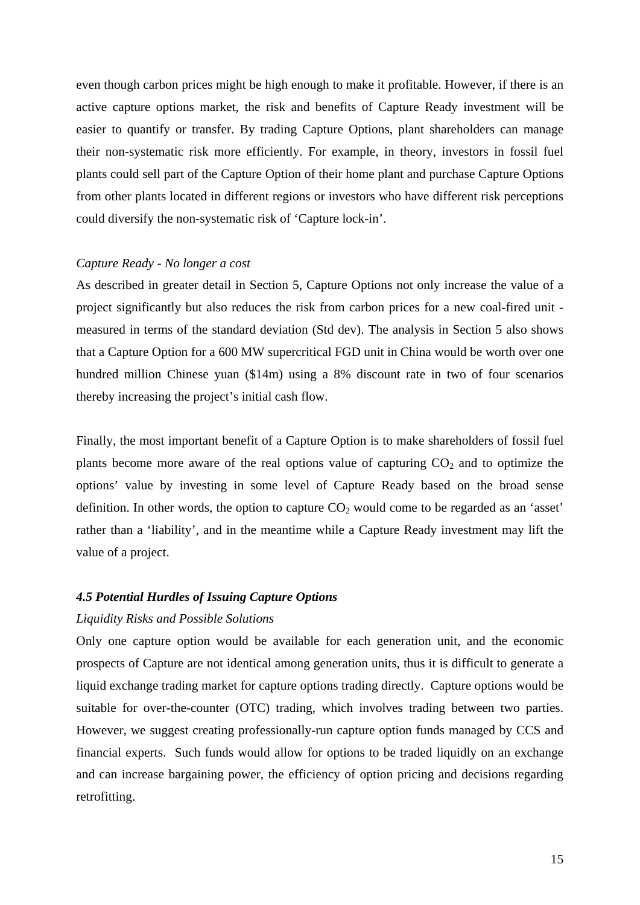even though carbon prices might be high enough to make it profitable. However, if there is an active capture options market, the risk and benefits of Capture Ready investment will be easier to quantify or transfer. By trading Capture Options, plant shareholders can manage their non-systematic risk more efficiently. For example, in theory, investors in fossil fuel plants could sell part of the Capture Option of their home plant and purchase Capture Options from other plants located in different regions or investors who have different risk perceptions could diversify the non-systematic risk of 'Capture lock-in'.

*Capture Ready - No longer a cost*

As described in greater detail in Section 5, Capture Options not only increase the value of a project significantly but also reduces the risk from carbon prices for a new coal-fired unit - measured in terms of the standard deviation (Std dev). The analysis in Section 5 also shows that a Capture Option for a 600 MW supercritical FGD unit in China would be worth over one hundred million Chinese yuan ($14m) using a 8% discount rate in two of four scenarios thereby increasing the project's initial cash flow.

Finally, the most important benefit of a Capture Option is to make shareholders of fossil fuel plants become more aware of the real options value of capturing $CO_2$ and to optimize the options' value by investing in some level of Capture Ready based on the broad sense definition. In other words, the option to capture $CO_2$ would come to be regarded as an 'asset' rather than a 'liability', and in the meantime while a Capture Ready investment may lift the value of a project.

### *4.5 Potential Hurdles of Issuing Capture Options*

*Liquidity Risks and Possible Solutions*

Only one capture option would be available for each generation unit, and the economic prospects of Capture are not identical among generation units, thus it is difficult to generate a liquid exchange trading market for capture options trading directly. Capture options would be suitable for over-the-counter (OTC) trading, which involves trading between two parties. However, we suggest creating professionally-run capture option funds managed by CCS and financial experts. Such funds would allow for options to be traded liquidly on an exchange and can increase bargaining power, the efficiency of option pricing and decisions regarding retrofitting.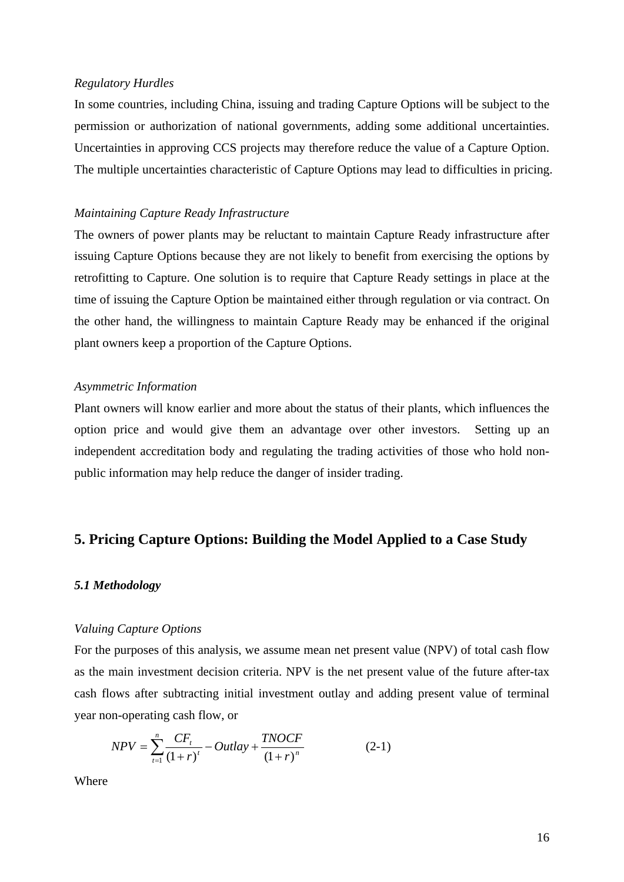*Regulatory Hurdles*

In some countries, including China, issuing and trading Capture Options will be subject to the permission or authorization of national governments, adding some additional uncertainties. Uncertainties in approving CCS projects may therefore reduce the value of a Capture Option. The multiple uncertainties characteristic of Capture Options may lead to difficulties in pricing.

*Maintaining Capture Ready Infrastructure*

The owners of power plants may be reluctant to maintain Capture Ready infrastructure after issuing Capture Options because they are not likely to benefit from exercising the options by retrofitting to Capture. One solution is to require that Capture Ready settings in place at the time of issuing the Capture Option be maintained either through regulation or via contract. On the other hand, the willingness to maintain Capture Ready may be enhanced if the original plant owners keep a proportion of the Capture Options.

*Asymmetric Information*

Plant owners will know earlier and more about the status of their plants, which influences the option price and would give them an advantage over other investors. Setting up an independent accreditation body and regulating the trading activities of those who hold non-public information may help reduce the danger of insider trading.

## 5. Pricing Capture Options: Building the Model Applied to a Case Study

### *5.1 Methodology*

*Valuing Capture Options*

For the purposes of this analysis, we assume mean net present value (NPV) of total cash flow as the main investment decision criteria. NPV is the net present value of the future after-tax cash flows after subtracting initial investment outlay and adding present value of terminal year non-operating cash flow, or

$$NPV = \sum_{t=1}^{n} \frac{CF_t}{(1+r)^t} - Outlay + \frac{TNOCF}{(1+r)^n} \qquad (2\text{-}1)$$

Where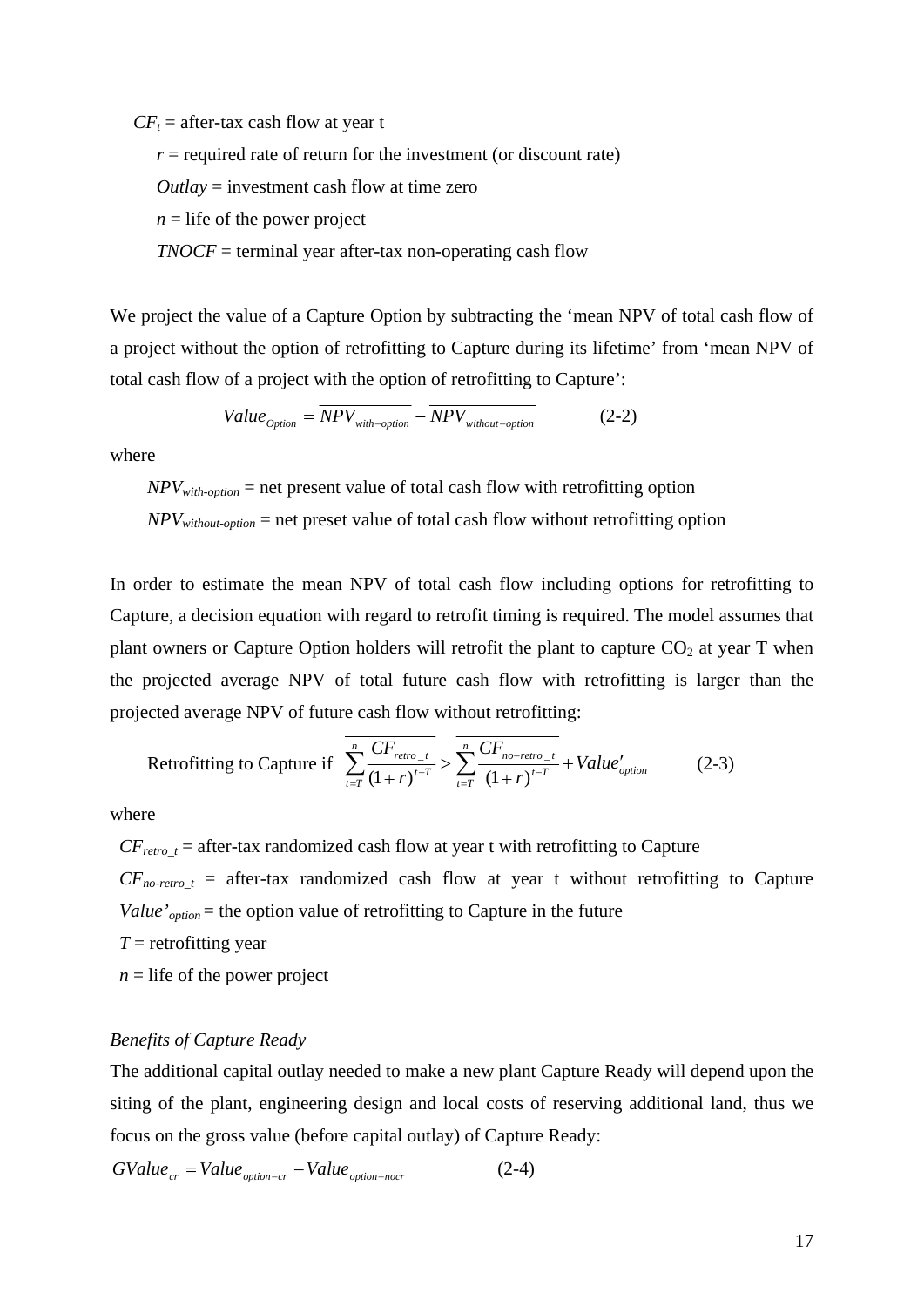$CF_t$ = after-tax cash flow at year t

$r$ = required rate of return for the investment (or discount rate)

$Outlay$ = investment cash flow at time zero

$n$ = life of the power project

$TNOCF$ = terminal year after-tax non-operating cash flow

We project the value of a Capture Option by subtracting the 'mean NPV of total cash flow of a project without the option of retrofitting to Capture during its lifetime' from 'mean NPV of total cash flow of a project with the option of retrofitting to Capture':

$$Value_{Option} = \overline{NPV_{with-option}} - \overline{NPV_{without-option}} \qquad (2\text{-}2)$$

where

$NPV_{with-option}$ = net present value of total cash flow with retrofitting option

$NPV_{without-option}$ = net preset value of total cash flow without retrofitting option

In order to estimate the mean NPV of total cash flow including options for retrofitting to Capture, a decision equation with regard to retrofit timing is required. The model assumes that plant owners or Capture Option holders will retrofit the plant to capture $CO_2$ at year T when the projected average NPV of total future cash flow with retrofitting is larger than the projected average NPV of future cash flow without retrofitting:

$$\text{Retrofitting to Capture if } \overline{\sum_{t=T}^{n} \frac{CF_{retro\_t}}{(1+r)^{t-T}}} > \overline{\sum_{t=T}^{n} \frac{CF_{no-retro\_t}}{(1+r)^{t-T}}} + Value'_{option} \qquad (2\text{-}3)$$

where

$CF_{retro\_t}$ = after-tax randomized cash flow at year t with retrofitting to Capture

$CF_{no-retro\_t}$ = after-tax randomized cash flow at year t without retrofitting to Capture

$Value'_{option}$ = the option value of retrofitting to Capture in the future

$T$ = retrofitting year

$n$ = life of the power project

*Benefits of Capture Ready*

The additional capital outlay needed to make a new plant Capture Ready will depend upon the siting of the plant, engineering design and local costs of reserving additional land, thus we focus on the gross value (before capital outlay) of Capture Ready:

$$GValue_{cr} = Value_{option-cr} - Value_{option-nocr} \qquad (2\text{-}4)$$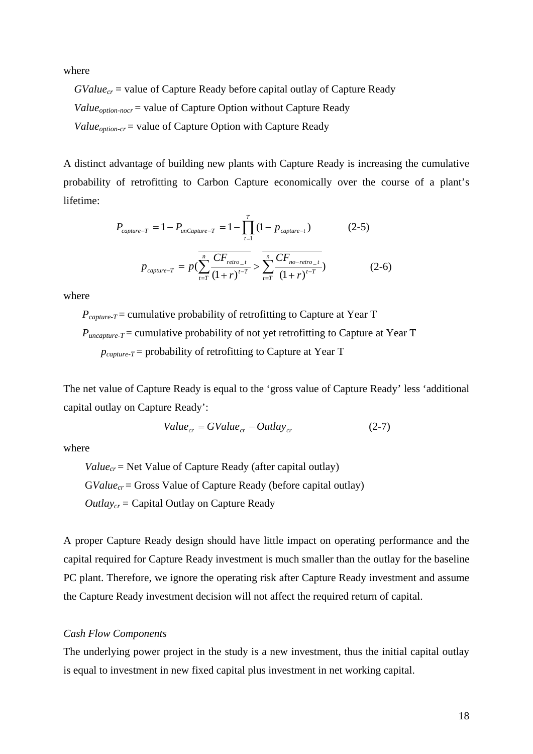where

$GValue_{cr}$ = value of Capture Ready before capital outlay of Capture Ready

$Value_{option\text{-}nocr}$ = value of Capture Option without Capture Ready

$Value_{option\text{-}cr}$ = value of Capture Option with Capture Ready

A distinct advantage of building new plants with Capture Ready is increasing the cumulative probability of retrofitting to Carbon Capture economically over the course of a plant's lifetime:

$$P_{capture-T} = 1 - P_{unCapture-T} = 1 - \prod_{t=1}^{T}(1 - p_{capture-t}) \qquad (2\text{-}5)$$

$$p_{capture-T} = p\left(\overline{\sum_{t=T}^{n} \frac{CF_{retro\_t}}{(1+r)^{t-T}}} > \overline{\sum_{t=T}^{n} \frac{CF_{no-retro\_t}}{(1+r)^{t-T}}}\right) \qquad (2\text{-}6)$$

where

$P_{capture-T}$ = cumulative probability of retrofitting to Capture at Year T

$P_{uncapture-T}$ = cumulative probability of not yet retrofitting to Capture at Year T

$p_{capture-T}$ = probability of retrofitting to Capture at Year T

The net value of Capture Ready is equal to the 'gross value of Capture Ready' less 'additional capital outlay on Capture Ready':

$$Value_{cr} = GValue_{cr} - Outlay_{cr} \qquad (2\text{-}7)$$

where

$Value_{cr}$ = Net Value of Capture Ready (after capital outlay)

$GValue_{cr}$ = Gross Value of Capture Ready (before capital outlay)

$Outlay_{cr}$ = Capital Outlay on Capture Ready

A proper Capture Ready design should have little impact on operating performance and the capital required for Capture Ready investment is much smaller than the outlay for the baseline PC plant. Therefore, we ignore the operating risk after Capture Ready investment and assume the Capture Ready investment decision will not affect the required return of capital.

*Cash Flow Components*

The underlying power project in the study is a new investment, thus the initial capital outlay is equal to investment in new fixed capital plus investment in net working capital.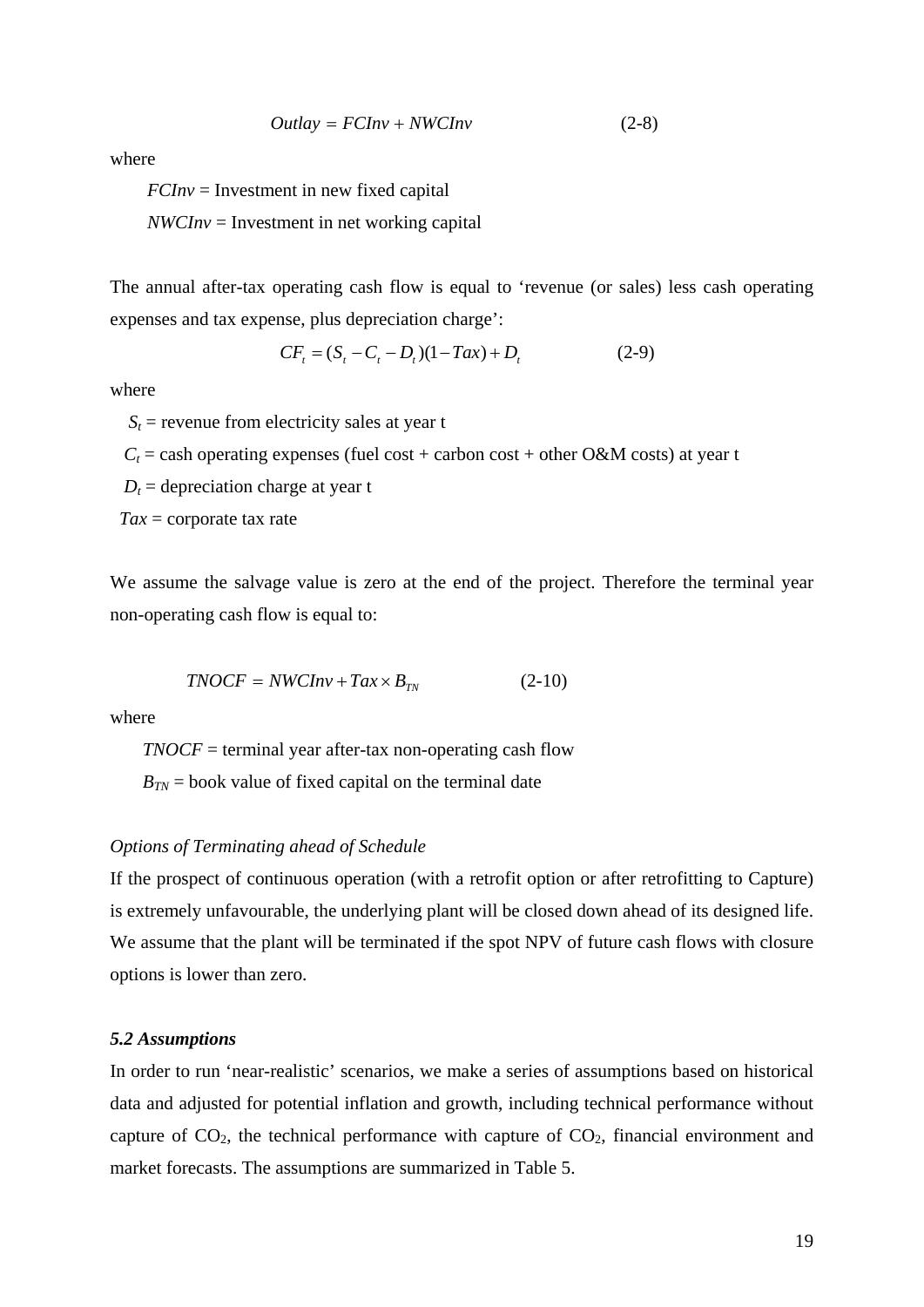$$Outlay = FCInv + NWCInv \qquad (2\text{-}8)$$

where

$FCInv$ = Investment in new fixed capital

$NWCInv$ = Investment in net working capital

The annual after-tax operating cash flow is equal to 'revenue (or sales) less cash operating expenses and tax expense, plus depreciation charge':

$$CF_t = (S_t - C_t - D_t)(1 - Tax) + D_t \qquad (2\text{-}9)$$

where

$S_t$ = revenue from electricity sales at year t

$C_t$ = cash operating expenses (fuel cost + carbon cost + other O&M costs) at year t

$D_t$ = depreciation charge at year t

$Tax$ = corporate tax rate

We assume the salvage value is zero at the end of the project. Therefore the terminal year non-operating cash flow is equal to:

$$TNOCF = NWCInv + Tax \times B_{TN} \qquad (2\text{-}10)$$

where

$TNOCF$ = terminal year after-tax non-operating cash flow

$B_{TN}$ = book value of fixed capital on the terminal date

*Options of Terminating ahead of Schedule*

If the prospect of continuous operation (with a retrofit option or after retrofitting to Capture) is extremely unfavourable, the underlying plant will be closed down ahead of its designed life. We assume that the plant will be terminated if the spot NPV of future cash flows with closure options is lower than zero.

***5.2 Assumptions***

In order to run 'near-realistic' scenarios, we make a series of assumptions based on historical data and adjusted for potential inflation and growth, including technical performance without capture of $CO_2$, the technical performance with capture of $CO_2$, financial environment and market forecasts. The assumptions are summarized in Table 5.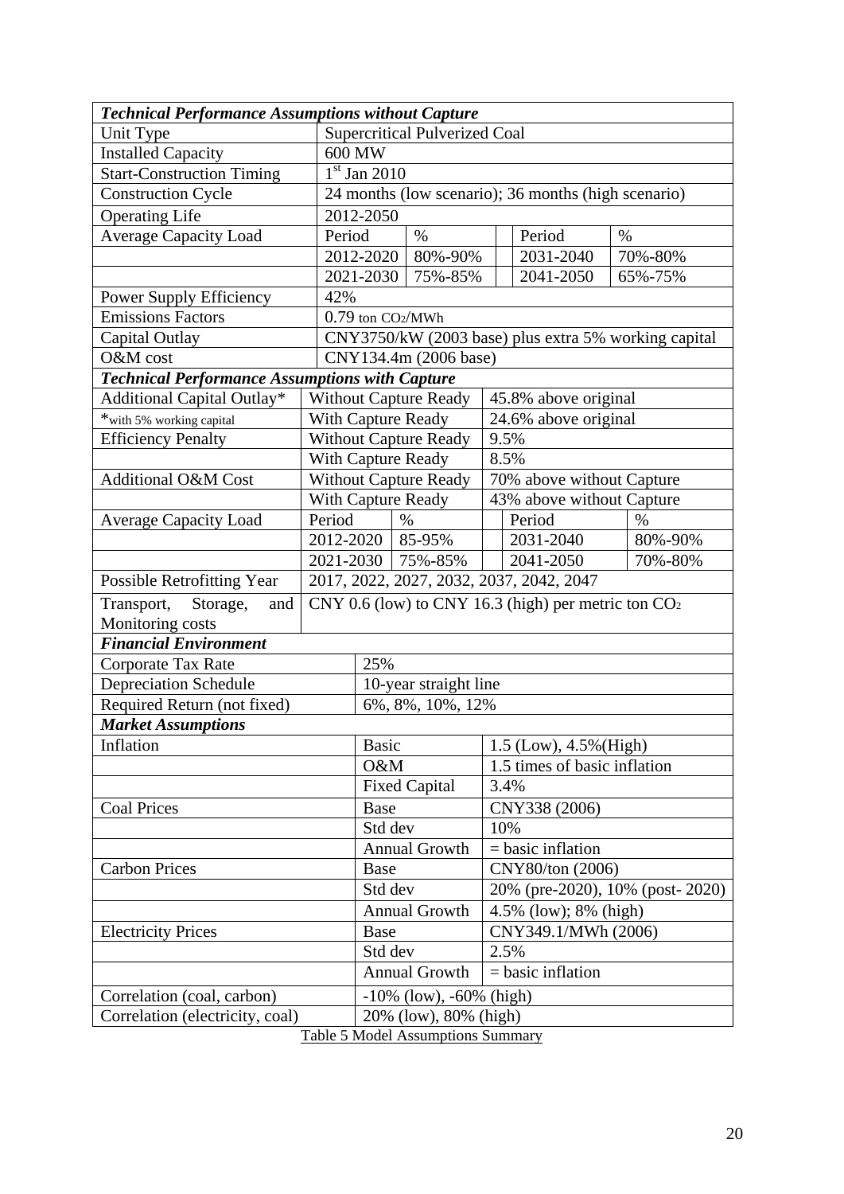| *Technical Performance Assumptions without Capture* | | | | | |
|---|---|---|---|---|---|
| Unit Type | Supercritical Pulverized Coal | | | | |
| Installed Capacity | 600 MW | | | | |
| Start-Construction Timing | 1st Jan 2010 | | | | |
| Construction Cycle | 24 months (low scenario); 36 months (high scenario) | | | | |
| Operating Life | 2012-2050 | | | | |
| Average Capacity Load | Period | % | | Period | % |
| | 2012-2020 | 80%-90% | | 2031-2040 | 70%-80% |
| | 2021-2030 | 75%-85% | | 2041-2050 | 65%-75% |
| Power Supply Efficiency | 42% | | | | |
| Emissions Factors | 0.79 ton $CO_2$/MWh | | | | |
| Capital Outlay | CNY3750/kW (2003 base) plus extra 5% working capital | | | | |
| O&M cost | CNY134.4m (2006 base) | | | | |
| ***Technical Performance Assumptions with Capture*** | | | | | |
| Additional Capital Outlay* | Without Capture Ready | | 45.8% above original | | |
| *with 5% working capital | With Capture Ready | | 24.6% above original | | |
| Efficiency Penalty | Without Capture Ready | | 9.5% | | |
| | With Capture Ready | | 8.5% | | |
| Additional O&M Cost | Without Capture Ready | | 70% above without Capture | | |
| | With Capture Ready | | 43% above without Capture | | |
| Average Capacity Load | Period | % | | Period | % |
| | 2012-2020 | 85-95% | | 2031-2040 | 80%-90% |
| | 2021-2030 | 75%-85% | | 2041-2050 | 70%-80% |
| Possible Retrofitting Year | 2017, 2022, 2027, 2032, 2037, 2042, 2047 | | | | |
| Transport, Storage, and Monitoring costs | CNY 0.6 (low) to CNY 16.3 (high) per metric ton $CO_2$ | | | | |
| ***Financial Environment*** | | | | | |
| Corporate Tax Rate | 25% | | | | |
| Depreciation Schedule | 10-year straight line | | | | |
| Required Return (not fixed) | 6%, 8%, 10%, 12% | | | | |
| ***Market Assumptions*** | | | | | |
| Inflation | Basic | | 1.5 (Low), 4.5%(High) | | |
| | O&M | | 1.5 times of basic inflation | | |
| | Fixed Capital | | 3.4% | | |
| Coal Prices | Base | | CNY338 (2006) | | |
| | Std dev | | 10% | | |
| | Annual Growth | | = basic inflation | | |
| Carbon Prices | Base | | CNY80/ton (2006) | | |
| | Std dev | | 20% (pre-2020), 10% (post- 2020) | | |
| | Annual Growth | | 4.5% (low); 8% (high) | | |
| Electricity Prices | Base | | CNY349.1/MWh (2006) | | |
| | Std dev | | 2.5% | | |
| | Annual Growth | | = basic inflation | | |
| Correlation (coal, carbon) | -10% (low), -60% (high) | | | | |
| Correlation (electricity, coal) | 20% (low), 80% (high) | | | | |

Table 5 Model Assumptions Summary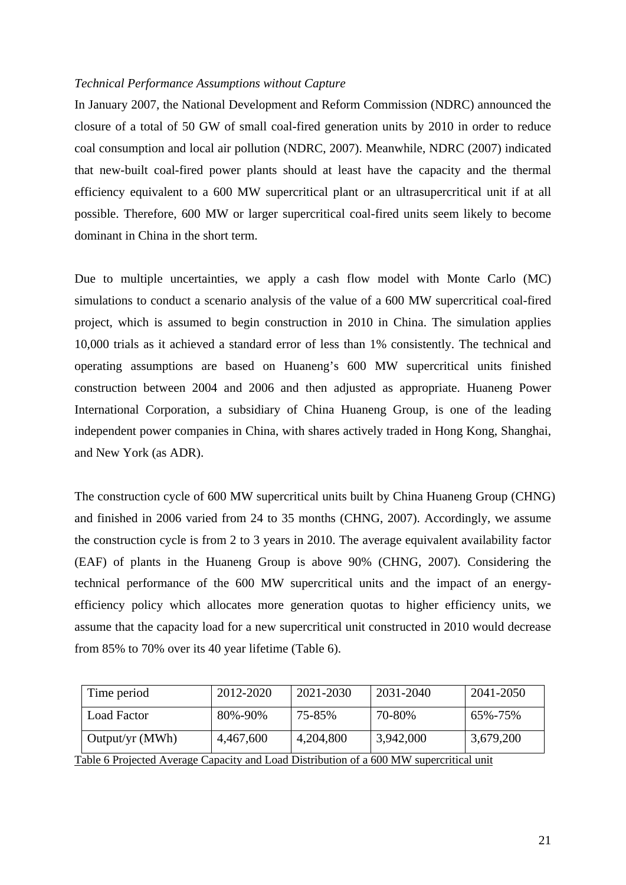*Technical Performance Assumptions without Capture*

In January 2007, the National Development and Reform Commission (NDRC) announced the closure of a total of 50 GW of small coal-fired generation units by 2010 in order to reduce coal consumption and local air pollution (NDRC, 2007). Meanwhile, NDRC (2007) indicated that new-built coal-fired power plants should at least have the capacity and the thermal efficiency equivalent to a 600 MW supercritical plant or an ultrasupercritical unit if at all possible. Therefore, 600 MW or larger supercritical coal-fired units seem likely to become dominant in China in the short term.

Due to multiple uncertainties, we apply a cash flow model with Monte Carlo (MC) simulations to conduct a scenario analysis of the value of a 600 MW supercritical coal-fired project, which is assumed to begin construction in 2010 in China. The simulation applies 10,000 trials as it achieved a standard error of less than 1% consistently. The technical and operating assumptions are based on Huaneng's 600 MW supercritical units finished construction between 2004 and 2006 and then adjusted as appropriate. Huaneng Power International Corporation, a subsidiary of China Huaneng Group, is one of the leading independent power companies in China, with shares actively traded in Hong Kong, Shanghai, and New York (as ADR).

The construction cycle of 600 MW supercritical units built by China Huaneng Group (CHNG) and finished in 2006 varied from 24 to 35 months (CHNG, 2007). Accordingly, we assume the construction cycle is from 2 to 3 years in 2010. The average equivalent availability factor (EAF) of plants in the Huaneng Group is above 90% (CHNG, 2007). Considering the technical performance of the 600 MW supercritical units and the impact of an energy-efficiency policy which allocates more generation quotas to higher efficiency units, we assume that the capacity load for a new supercritical unit constructed in 2010 would decrease from 85% to 70% over its 40 year lifetime (Table 6).

| Time period | 2012-2020 | 2021-2030 | 2031-2040 | 2041-2050 |
|---|---|---|---|---|
| Load Factor | 80%-90% | 75-85% | 70-80% | 65%-75% |
| Output/yr (MWh) | 4,467,600 | 4,204,800 | 3,942,000 | 3,679,200 |

Table 6 Projected Average Capacity and Load Distribution of a 600 MW supercritical unit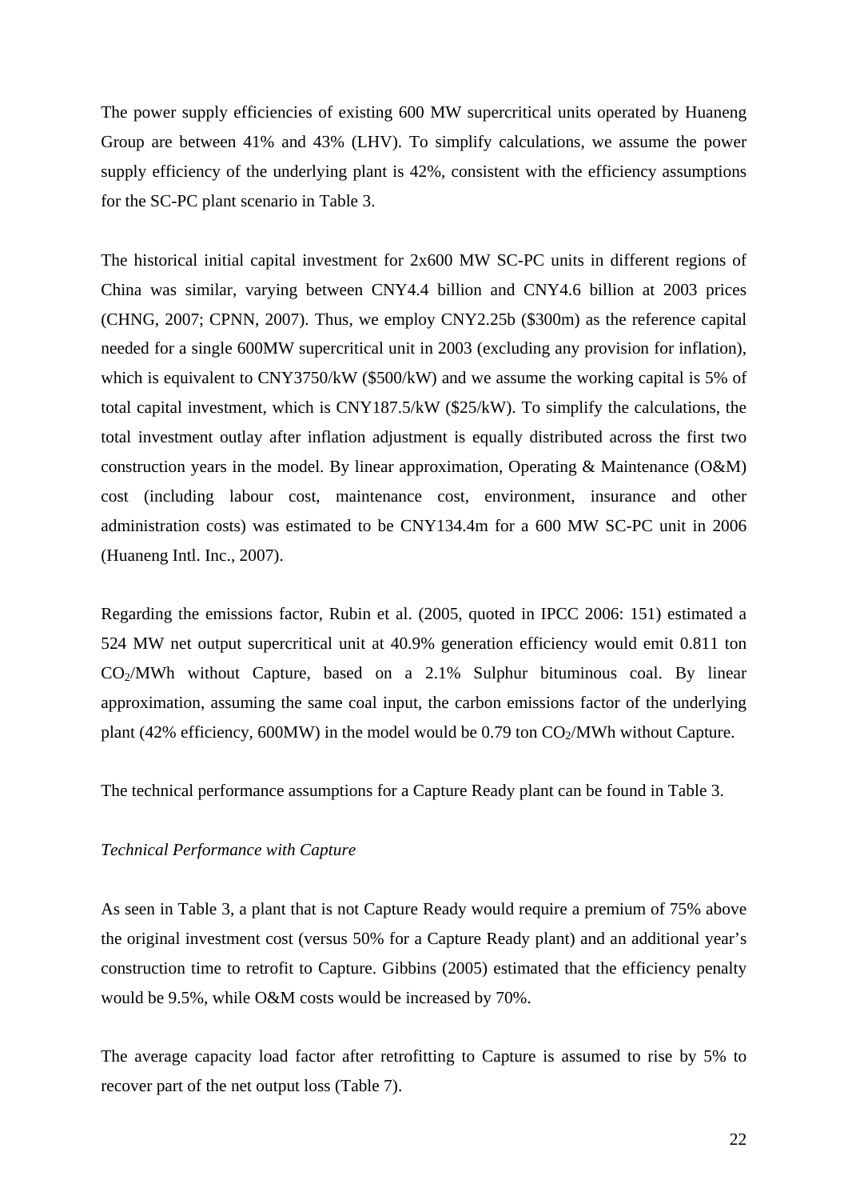The power supply efficiencies of existing 600 MW supercritical units operated by Huaneng Group are between 41% and 43% (LHV). To simplify calculations, we assume the power supply efficiency of the underlying plant is 42%, consistent with the efficiency assumptions for the SC-PC plant scenario in Table 3.

The historical initial capital investment for 2x600 MW SC-PC units in different regions of China was similar, varying between CNY4.4 billion and CNY4.6 billion at 2003 prices (CHNG, 2007; CPNN, 2007). Thus, we employ CNY2.25b ($300m) as the reference capital needed for a single 600MW supercritical unit in 2003 (excluding any provision for inflation), which is equivalent to CNY3750/kW ($500/kW) and we assume the working capital is 5% of total capital investment, which is CNY187.5/kW ($25/kW). To simplify the calculations, the total investment outlay after inflation adjustment is equally distributed across the first two construction years in the model. By linear approximation, Operating & Maintenance (O&M) cost (including labour cost, maintenance cost, environment, insurance and other administration costs) was estimated to be CNY134.4m for a 600 MW SC-PC unit in 2006 (Huaneng Intl. Inc., 2007).

Regarding the emissions factor, Rubin et al. (2005, quoted in IPCC 2006: 151) estimated a 524 MW net output supercritical unit at 40.9% generation efficiency would emit 0.811 ton $CO_2$/MWh without Capture, based on a 2.1% Sulphur bituminous coal. By linear approximation, assuming the same coal input, the carbon emissions factor of the underlying plant (42% efficiency, 600MW) in the model would be 0.79 ton $CO_2$/MWh without Capture.

The technical performance assumptions for a Capture Ready plant can be found in Table 3.

*Technical Performance with Capture*

As seen in Table 3, a plant that is not Capture Ready would require a premium of 75% above the original investment cost (versus 50% for a Capture Ready plant) and an additional year's construction time to retrofit to Capture. Gibbins (2005) estimated that the efficiency penalty would be 9.5%, while O&M costs would be increased by 70%.

The average capacity load factor after retrofitting to Capture is assumed to rise by 5% to recover part of the net output loss (Table 7).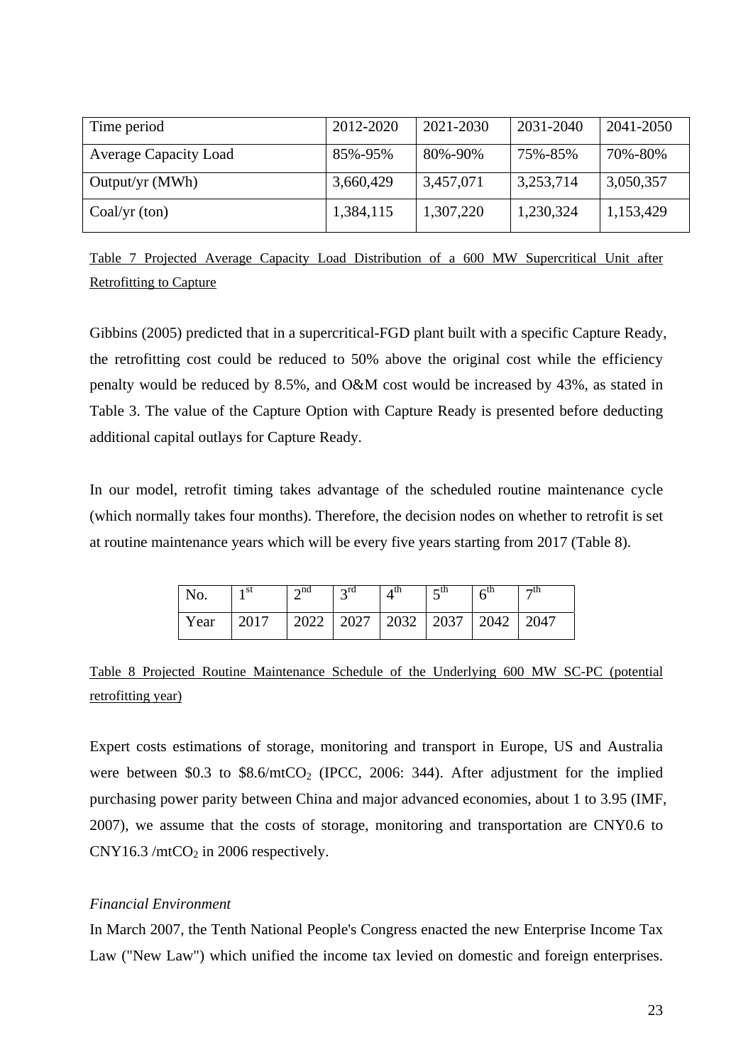| Time period | 2012-2020 | 2021-2030 | 2031-2040 | 2041-2050 |
|---|---|---|---|---|
| Average Capacity Load | 85%-95% | 80%-90% | 75%-85% | 70%-80% |
| Output/yr (MWh) | 3,660,429 | 3,457,071 | 3,253,714 | 3,050,357 |
| Coal/yr (ton) | 1,384,115 | 1,307,220 | 1,230,324 | 1,153,429 |

Table 7 Projected Average Capacity Load Distribution of a 600 MW Supercritical Unit after Retrofitting to Capture

Gibbins (2005) predicted that in a supercritical-FGD plant built with a specific Capture Ready, the retrofitting cost could be reduced to 50% above the original cost while the efficiency penalty would be reduced by 8.5%, and O&M cost would be increased by 43%, as stated in Table 3. The value of the Capture Option with Capture Ready is presented before deducting additional capital outlays for Capture Ready.

In our model, retrofit timing takes advantage of the scheduled routine maintenance cycle (which normally takes four months). Therefore, the decision nodes on whether to retrofit is set at routine maintenance years which will be every five years starting from 2017 (Table 8).

| No. | 1st | 2nd | 3rd | 4th | 5th | 6th | 7th |
|---|---|---|---|---|---|---|---|
| Year | 2017 | 2022 | 2027 | 2032 | 2037 | 2042 | 2047 |

Table 8 Projected Routine Maintenance Schedule of the Underlying 600 MW SC-PC (potential retrofitting year)

Expert costs estimations of storage, monitoring and transport in Europe, US and Australia were between \$0.3 to \$8.6/mt$CO_2$ (IPCC, 2006: 344). After adjustment for the implied purchasing power parity between China and major advanced economies, about 1 to 3.95 (IMF, 2007), we assume that the costs of storage, monitoring and transportation are CNY0.6 to CNY16.3 /mt$CO_2$ in 2006 respectively.

*Financial Environment*

In March 2007, the Tenth National People's Congress enacted the new Enterprise Income Tax Law ("New Law") which unified the income tax levied on domestic and foreign enterprises.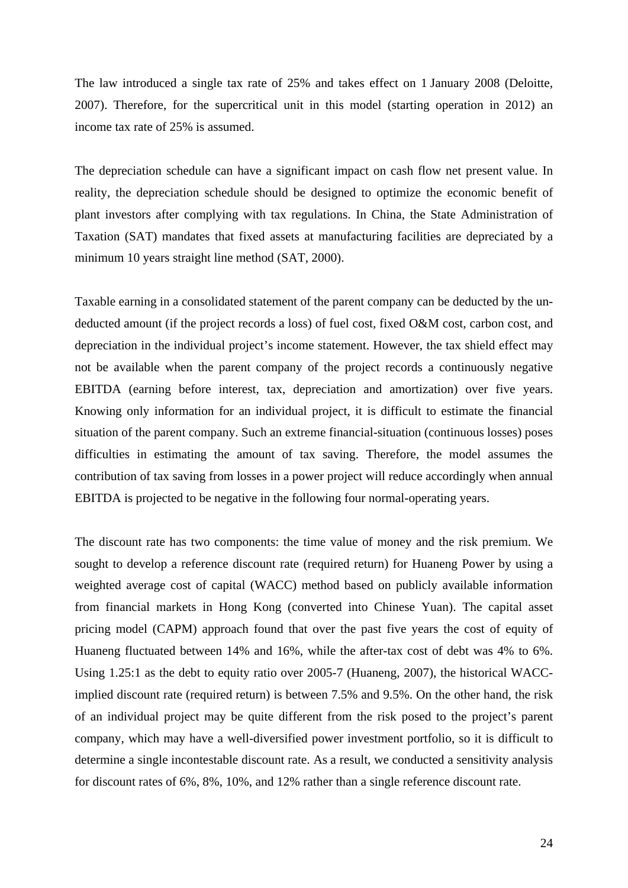The law introduced a single tax rate of 25% and takes effect on 1 January 2008 (Deloitte, 2007). Therefore, for the supercritical unit in this model (starting operation in 2012) an income tax rate of 25% is assumed.

The depreciation schedule can have a significant impact on cash flow net present value. In reality, the depreciation schedule should be designed to optimize the economic benefit of plant investors after complying with tax regulations. In China, the State Administration of Taxation (SAT) mandates that fixed assets at manufacturing facilities are depreciated by a minimum 10 years straight line method (SAT, 2000).

Taxable earning in a consolidated statement of the parent company can be deducted by the un-deducted amount (if the project records a loss) of fuel cost, fixed O&M cost, carbon cost, and depreciation in the individual project's income statement. However, the tax shield effect may not be available when the parent company of the project records a continuously negative EBITDA (earning before interest, tax, depreciation and amortization) over five years. Knowing only information for an individual project, it is difficult to estimate the financial situation of the parent company. Such an extreme financial-situation (continuous losses) poses difficulties in estimating the amount of tax saving. Therefore, the model assumes the contribution of tax saving from losses in a power project will reduce accordingly when annual EBITDA is projected to be negative in the following four normal-operating years.

The discount rate has two components: the time value of money and the risk premium. We sought to develop a reference discount rate (required return) for Huaneng Power by using a weighted average cost of capital (WACC) method based on publicly available information from financial markets in Hong Kong (converted into Chinese Yuan). The capital asset pricing model (CAPM) approach found that over the past five years the cost of equity of Huaneng fluctuated between 14% and 16%, while the after-tax cost of debt was 4% to 6%. Using 1.25:1 as the debt to equity ratio over 2005-7 (Huaneng, 2007), the historical WACC-implied discount rate (required return) is between 7.5% and 9.5%. On the other hand, the risk of an individual project may be quite different from the risk posed to the project's parent company, which may have a well-diversified power investment portfolio, so it is difficult to determine a single incontestable discount rate. As a result, we conducted a sensitivity analysis for discount rates of 6%, 8%, 10%, and 12% rather than a single reference discount rate.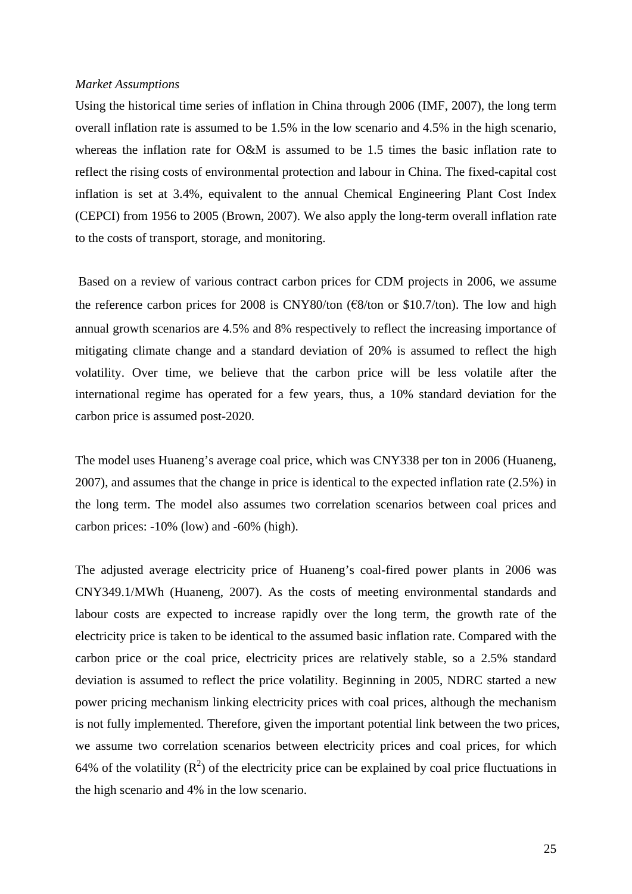*Market Assumptions*

Using the historical time series of inflation in China through 2006 (IMF, 2007), the long term overall inflation rate is assumed to be 1.5% in the low scenario and 4.5% in the high scenario, whereas the inflation rate for O&M is assumed to be 1.5 times the basic inflation rate to reflect the rising costs of environmental protection and labour in China. The fixed-capital cost inflation is set at 3.4%, equivalent to the annual Chemical Engineering Plant Cost Index (CEPCI) from 1956 to 2005 (Brown, 2007). We also apply the long-term overall inflation rate to the costs of transport, storage, and monitoring.

Based on a review of various contract carbon prices for CDM projects in 2006, we assume the reference carbon prices for 2008 is CNY80/ton (€8/ton or $10.7/ton). The low and high annual growth scenarios are 4.5% and 8% respectively to reflect the increasing importance of mitigating climate change and a standard deviation of 20% is assumed to reflect the high volatility. Over time, we believe that the carbon price will be less volatile after the international regime has operated for a few years, thus, a 10% standard deviation for the carbon price is assumed post-2020.

The model uses Huaneng's average coal price, which was CNY338 per ton in 2006 (Huaneng, 2007), and assumes that the change in price is identical to the expected inflation rate (2.5%) in the long term. The model also assumes two correlation scenarios between coal prices and carbon prices: -10% (low) and -60% (high).

The adjusted average electricity price of Huaneng's coal-fired power plants in 2006 was CNY349.1/MWh (Huaneng, 2007). As the costs of meeting environmental standards and labour costs are expected to increase rapidly over the long term, the growth rate of the electricity price is taken to be identical to the assumed basic inflation rate. Compared with the carbon price or the coal price, electricity prices are relatively stable, so a 2.5% standard deviation is assumed to reflect the price volatility. Beginning in 2005, NDRC started a new power pricing mechanism linking electricity prices with coal prices, although the mechanism is not fully implemented. Therefore, given the important potential link between the two prices, we assume two correlation scenarios between electricity prices and coal prices, for which 64% of the volatility ($R^2$) of the electricity price can be explained by coal price fluctuations in the high scenario and 4% in the low scenario.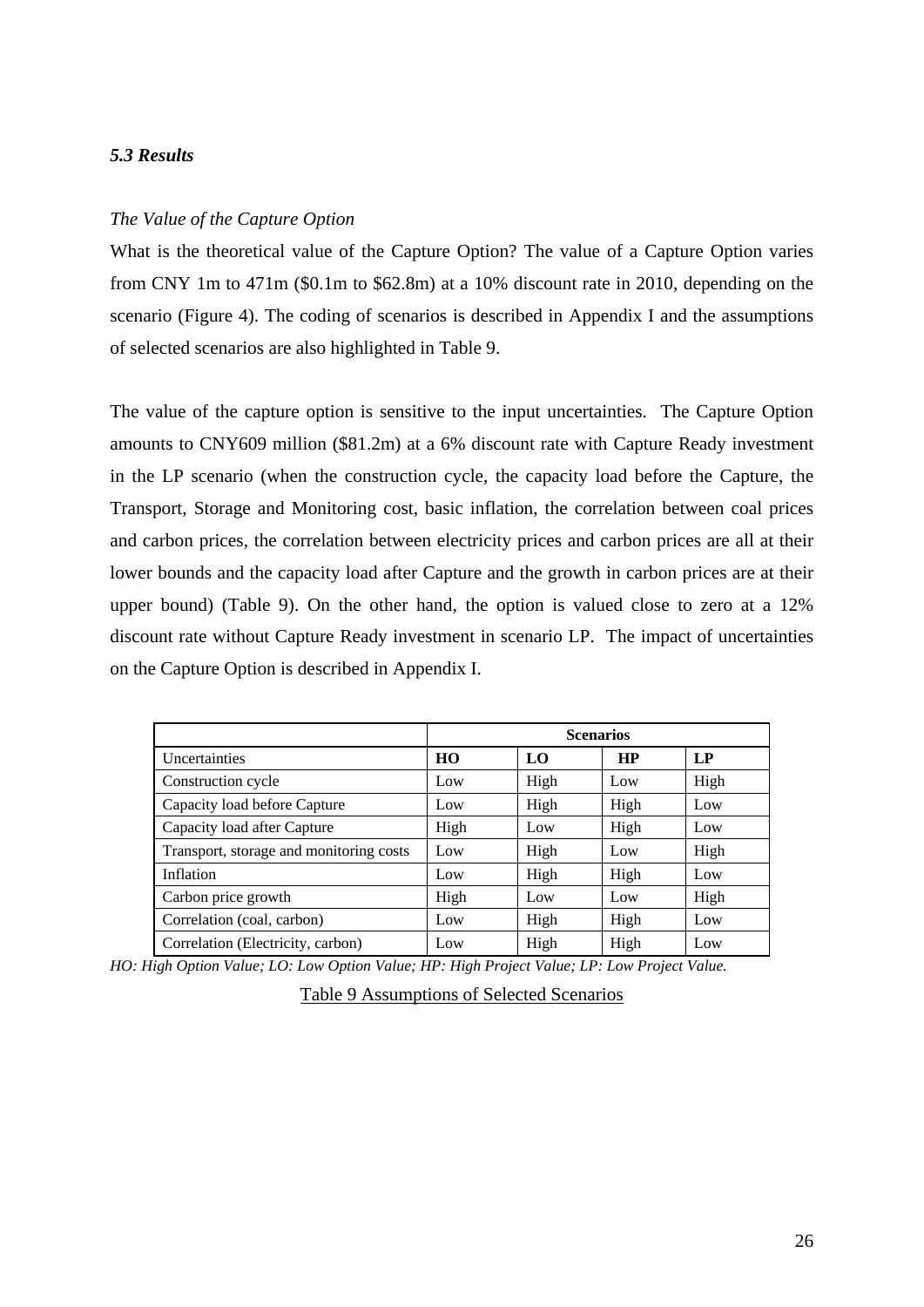### *5.3 Results*

*The Value of the Capture Option*

What is the theoretical value of the Capture Option? The value of a Capture Option varies from CNY 1m to 471m ($0.1m to $62.8m) at a 10% discount rate in 2010, depending on the scenario (Figure 4). The coding of scenarios is described in Appendix I and the assumptions of selected scenarios are also highlighted in Table 9.

The value of the capture option is sensitive to the input uncertainties. The Capture Option amounts to CNY609 million ($81.2m) at a 6% discount rate with Capture Ready investment in the LP scenario (when the construction cycle, the capacity load before the Capture, the Transport, Storage and Monitoring cost, basic inflation, the correlation between coal prices and carbon prices, the correlation between electricity prices and carbon prices are all at their lower bounds and the capacity load after Capture and the growth in carbon prices are at their upper bound) (Table 9). On the other hand, the option is valued close to zero at a 12% discount rate without Capture Ready investment in scenario LP. The impact of uncertainties on the Capture Option is described in Appendix I.

| | **Scenarios** | | | |
|---|---|---|---|---|
| Uncertainties | **HO** | **LO** | **HP** | **LP** |
| Construction cycle | Low | High | Low | High |
| Capacity load before Capture | Low | High | High | Low |
| Capacity load after Capture | High | Low | High | Low |
| Transport, storage and monitoring costs | Low | High | Low | High |
| Inflation | Low | High | High | Low |
| Carbon price growth | High | Low | Low | High |
| Correlation (coal, carbon) | Low | High | High | Low |
| Correlation (Electricity, carbon) | Low | High | High | Low |

*HO: High Option Value; LO: Low Option Value; HP: High Project Value; LP: Low Project Value.*

Table 9 Assumptions of Selected Scenarios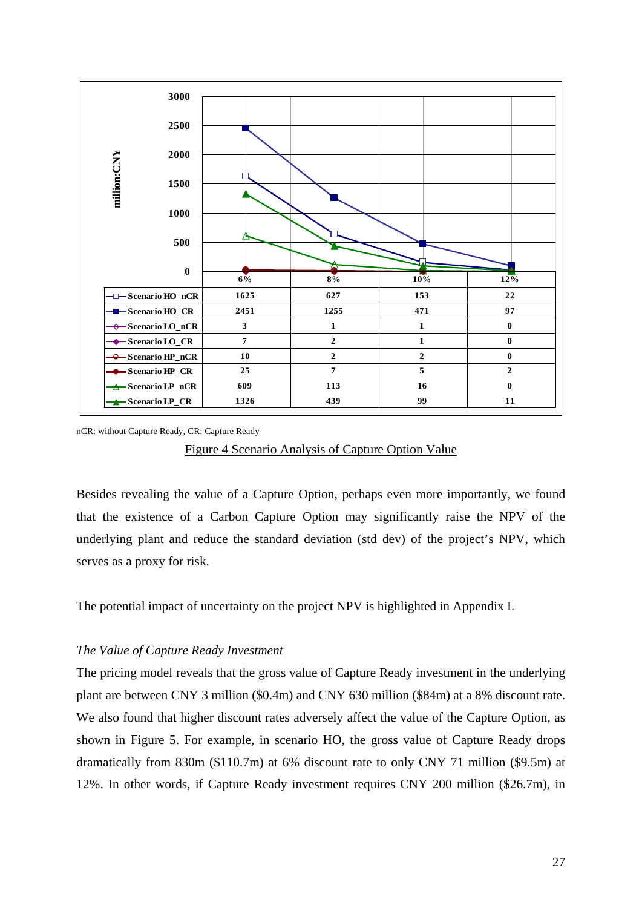| | 6% | 8% | 10% | 12% |
|---|---|---|---|---|
| Scenario HO_nCR | 1625 | 627 | 153 | 22 |
| Scenario HO_CR | 2451 | 1255 | 471 | 97 |
| Scenario LO_nCR | 3 | 1 | 1 | 0 |
| Scenario LO_CR | 7 | 2 | 1 | 0 |
| Scenario HP_nCR | 10 | 2 | 2 | 0 |
| Scenario HP_CR | 25 | 7 | 5 | 2 |
| Scenario LP_nCR | 609 | 113 | 16 | 0 |
| Scenario LP_CR | 1326 | 439 | 99 | 11 |

nCR: without Capture Ready, CR: Capture Ready

Figure 4 Scenario Analysis of Capture Option Value

Besides revealing the value of a Capture Option, perhaps even more importantly, we found that the existence of a Carbon Capture Option may significantly raise the NPV of the underlying plant and reduce the standard deviation (std dev) of the project's NPV, which serves as a proxy for risk.

The potential impact of uncertainty on the project NPV is highlighted in Appendix I.

*The Value of Capture Ready Investment*

The pricing model reveals that the gross value of Capture Ready investment in the underlying plant are between CNY 3 million ($0.4m) and CNY 630 million ($84m) at a 8% discount rate. We also found that higher discount rates adversely affect the value of the Capture Option, as shown in Figure 5. For example, in scenario HO, the gross value of Capture Ready drops dramatically from 830m ($110.7m) at 6% discount rate to only CNY 71 million ($9.5m) at 12%. In other words, if Capture Ready investment requires CNY 200 million ($26.7m), in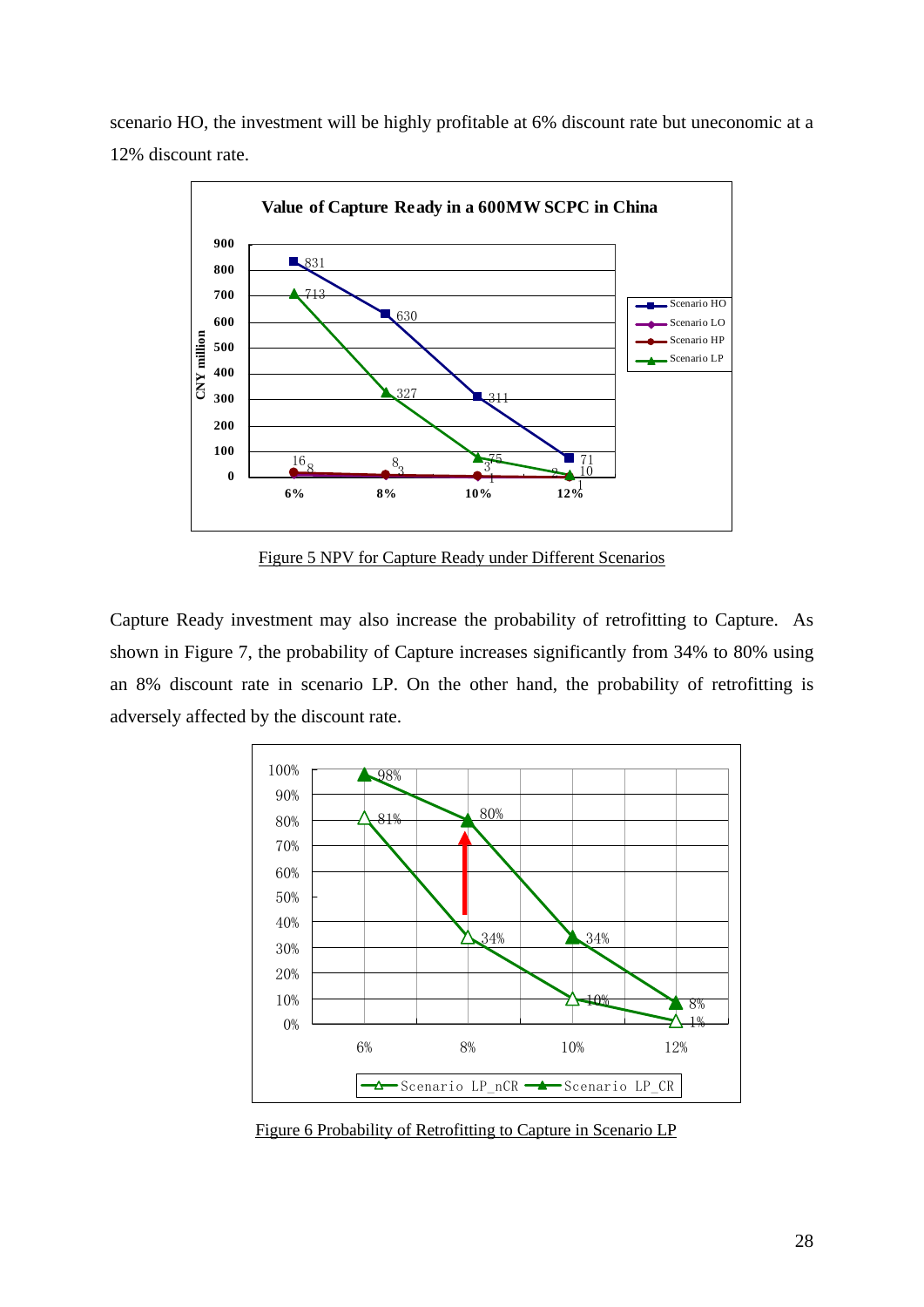scenario HO, the investment will be highly profitable at 6% discount rate but uneconomic at a 12% discount rate.

Figure 5 NPV for Capture Ready under Different Scenarios

Capture Ready investment may also increase the probability of retrofitting to Capture. As shown in Figure 7, the probability of Capture increases significantly from 34% to 80% using an 8% discount rate in scenario LP. On the other hand, the probability of retrofitting is adversely affected by the discount rate.

Figure 6 Probability of Retrofitting to Capture in Scenario LP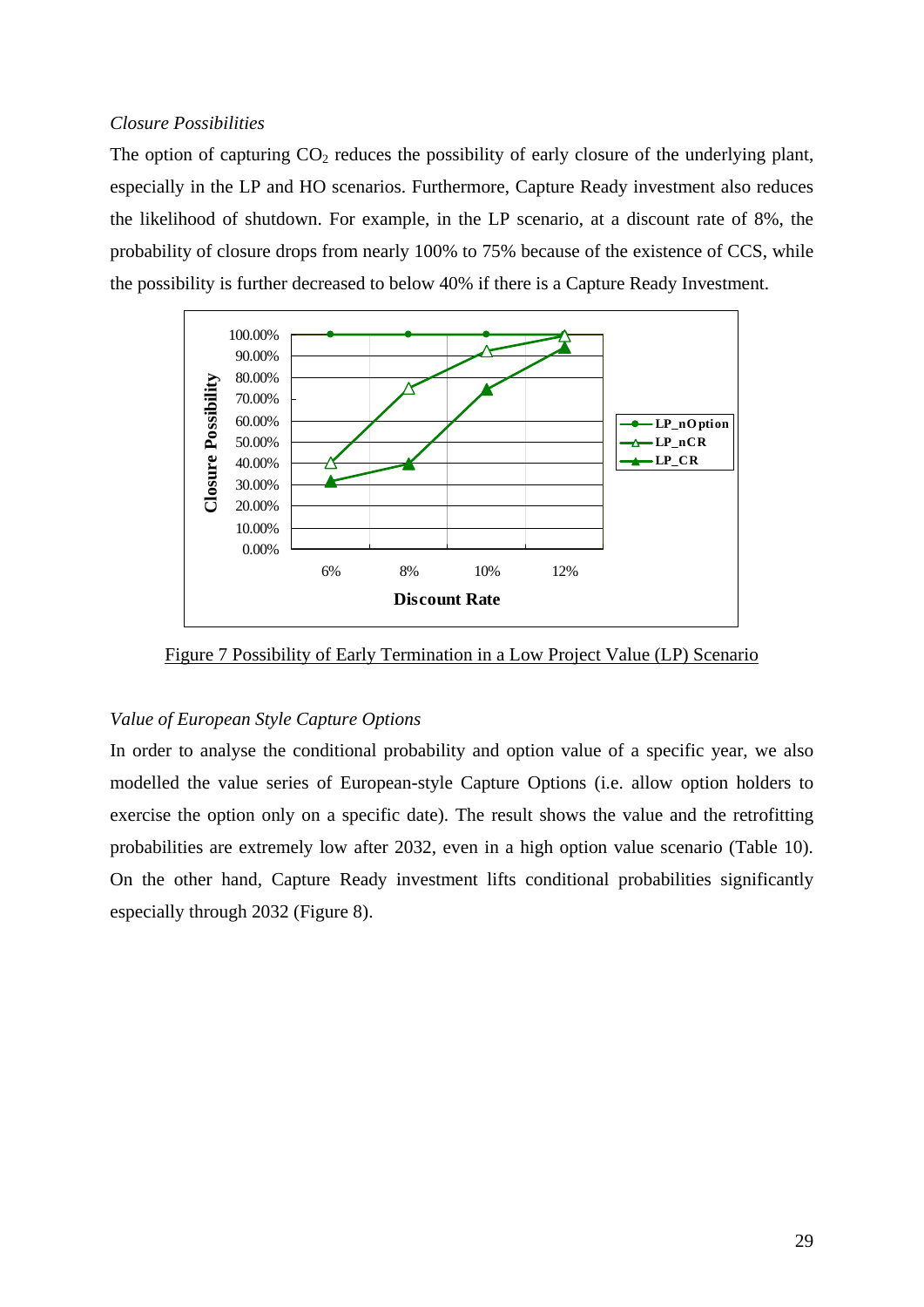*Closure Possibilities*

The option of capturing $CO_2$ reduces the possibility of early closure of the underlying plant, especially in the LP and HO scenarios. Furthermore, Capture Ready investment also reduces the likelihood of shutdown. For example, in the LP scenario, at a discount rate of 8%, the probability of closure drops from nearly 100% to 75% because of the existence of CCS, while the possibility is further decreased to below 40% if there is a Capture Ready Investment.

Figure 7 Possibility of Early Termination in a Low Project Value (LP) Scenario

*Value of European Style Capture Options*

In order to analyse the conditional probability and option value of a specific year, we also modelled the value series of European-style Capture Options (i.e. allow option holders to exercise the option only on a specific date). The result shows the value and the retrofitting probabilities are extremely low after 2032, even in a high option value scenario (Table 10). On the other hand, Capture Ready investment lifts conditional probabilities significantly especially through 2032 (Figure 8).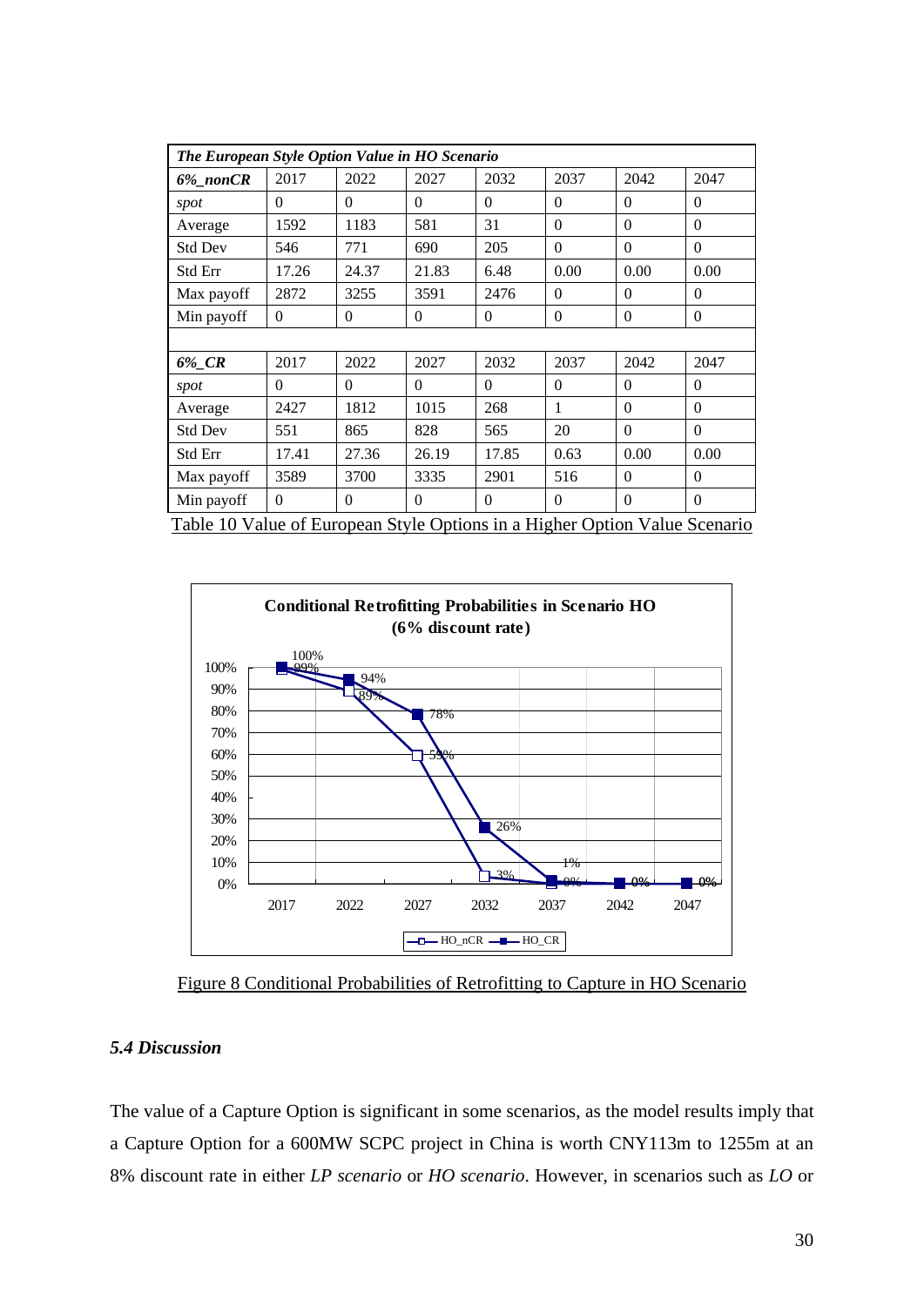| *The European Style Option Value in HO Scenario* | | | | | | | |
|---|---|---|---|---|---|---|---|
| ***6%_nonCR*** | 2017 | 2022 | 2027 | 2032 | 2037 | 2042 | 2047 |
| *spot* | 0 | 0 | 0 | 0 | 0 | 0 | 0 |
| Average | 1592 | 1183 | 581 | 31 | 0 | 0 | 0 |
| Std Dev | 546 | 771 | 690 | 205 | 0 | 0 | 0 |
| Std Err | 17.26 | 24.37 | 21.83 | 6.48 | 0.00 | 0.00 | 0.00 |
| Max payoff | 2872 | 3255 | 3591 | 2476 | 0 | 0 | 0 |
| Min payoff | 0 | 0 | 0 | 0 | 0 | 0 | 0 |
| | | | | | | | |
| ***6%_CR*** | 2017 | 2022 | 2027 | 2032 | 2037 | 2042 | 2047 |
| *spot* | 0 | 0 | 0 | 0 | 0 | 0 | 0 |
| Average | 2427 | 1812 | 1015 | 268 | 1 | 0 | 0 |
| Std Dev | 551 | 865 | 828 | 565 | 20 | 0 | 0 |
| Std Err | 17.41 | 27.36 | 26.19 | 17.85 | 0.63 | 0.00 | 0.00 |
| Max payoff | 3589 | 3700 | 3335 | 2901 | 516 | 0 | 0 |
| Min payoff | 0 | 0 | 0 | 0 | 0 | 0 | 0 |

Table 10 Value of European Style Options in a Higher Option Value Scenario

Figure 8 Conditional Probabilities of Retrofitting to Capture in HO Scenario

### *5.4 Discussion*

The value of a Capture Option is significant in some scenarios, as the model results imply that a Capture Option for a 600MW SCPC project in China is worth CNY113m to 1255m at an 8% discount rate in either *LP scenario* or *HO scenario*. However, in scenarios such as *LO* or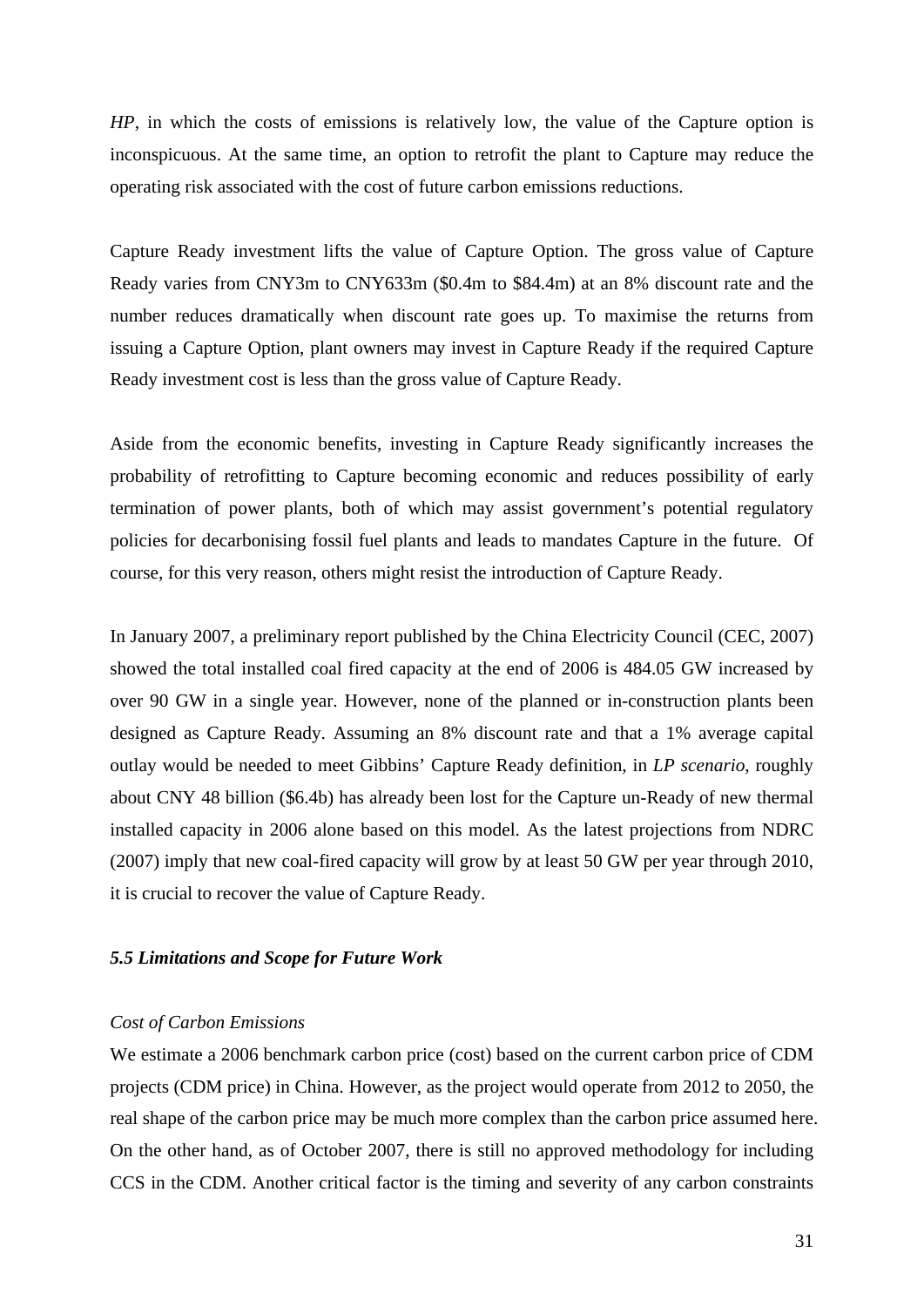*HP*, in which the costs of emissions is relatively low, the value of the Capture option is inconspicuous. At the same time, an option to retrofit the plant to Capture may reduce the operating risk associated with the cost of future carbon emissions reductions.

Capture Ready investment lifts the value of Capture Option. The gross value of Capture Ready varies from CNY3m to CNY633m ($0.4m to $84.4m) at an 8% discount rate and the number reduces dramatically when discount rate goes up. To maximise the returns from issuing a Capture Option, plant owners may invest in Capture Ready if the required Capture Ready investment cost is less than the gross value of Capture Ready.

Aside from the economic benefits, investing in Capture Ready significantly increases the probability of retrofitting to Capture becoming economic and reduces possibility of early termination of power plants, both of which may assist government's potential regulatory policies for decarbonising fossil fuel plants and leads to mandates Capture in the future. Of course, for this very reason, others might resist the introduction of Capture Ready.

In January 2007, a preliminary report published by the China Electricity Council (CEC, 2007) showed the total installed coal fired capacity at the end of 2006 is 484.05 GW increased by over 90 GW in a single year. However, none of the planned or in-construction plants been designed as Capture Ready. Assuming an 8% discount rate and that a 1% average capital outlay would be needed to meet Gibbins' Capture Ready definition, in *LP scenario*, roughly about CNY 48 billion ($6.4b) has already been lost for the Capture un-Ready of new thermal installed capacity in 2006 alone based on this model. As the latest projections from NDRC (2007) imply that new coal-fired capacity will grow by at least 50 GW per year through 2010, it is crucial to recover the value of Capture Ready.

### *5.5 Limitations and Scope for Future Work*

*Cost of Carbon Emissions*

We estimate a 2006 benchmark carbon price (cost) based on the current carbon price of CDM projects (CDM price) in China. However, as the project would operate from 2012 to 2050, the real shape of the carbon price may be much more complex than the carbon price assumed here. On the other hand, as of October 2007, there is still no approved methodology for including CCS in the CDM. Another critical factor is the timing and severity of any carbon constraints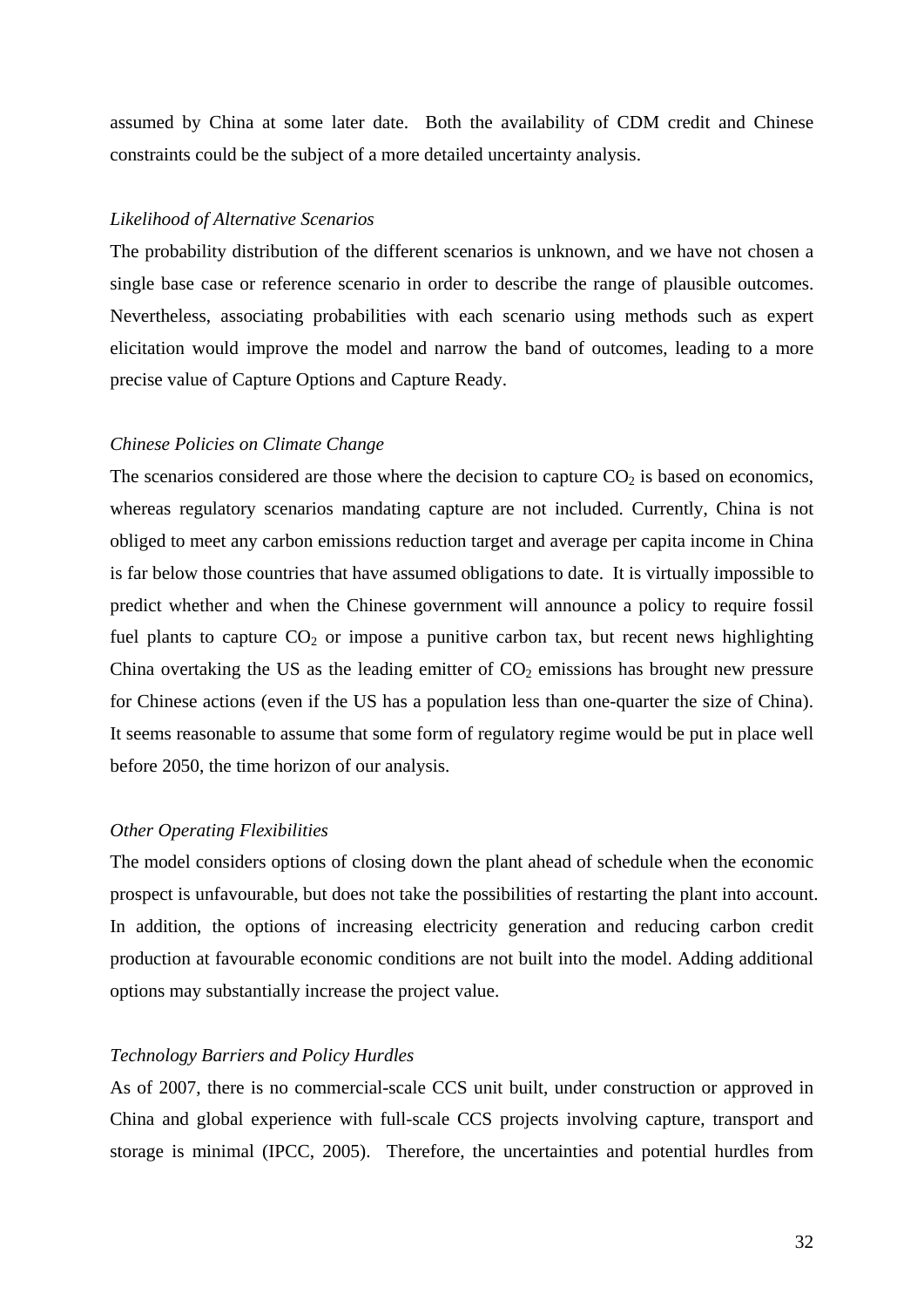assumed by China at some later date. Both the availability of CDM credit and Chinese constraints could be the subject of a more detailed uncertainty analysis.

*Likelihood of Alternative Scenarios*

The probability distribution of the different scenarios is unknown, and we have not chosen a single base case or reference scenario in order to describe the range of plausible outcomes. Nevertheless, associating probabilities with each scenario using methods such as expert elicitation would improve the model and narrow the band of outcomes, leading to a more precise value of Capture Options and Capture Ready.

*Chinese Policies on Climate Change*

The scenarios considered are those where the decision to capture $CO_2$ is based on economics, whereas regulatory scenarios mandating capture are not included. Currently, China is not obliged to meet any carbon emissions reduction target and average per capita income in China is far below those countries that have assumed obligations to date. It is virtually impossible to predict whether and when the Chinese government will announce a policy to require fossil fuel plants to capture $CO_2$ or impose a punitive carbon tax, but recent news highlighting China overtaking the US as the leading emitter of $CO_2$ emissions has brought new pressure for Chinese actions (even if the US has a population less than one-quarter the size of China). It seems reasonable to assume that some form of regulatory regime would be put in place well before 2050, the time horizon of our analysis.

*Other Operating Flexibilities*

The model considers options of closing down the plant ahead of schedule when the economic prospect is unfavourable, but does not take the possibilities of restarting the plant into account. In addition, the options of increasing electricity generation and reducing carbon credit production at favourable economic conditions are not built into the model. Adding additional options may substantially increase the project value.

*Technology Barriers and Policy Hurdles*

As of 2007, there is no commercial-scale CCS unit built, under construction or approved in China and global experience with full-scale CCS projects involving capture, transport and storage is minimal (IPCC, 2005). Therefore, the uncertainties and potential hurdles from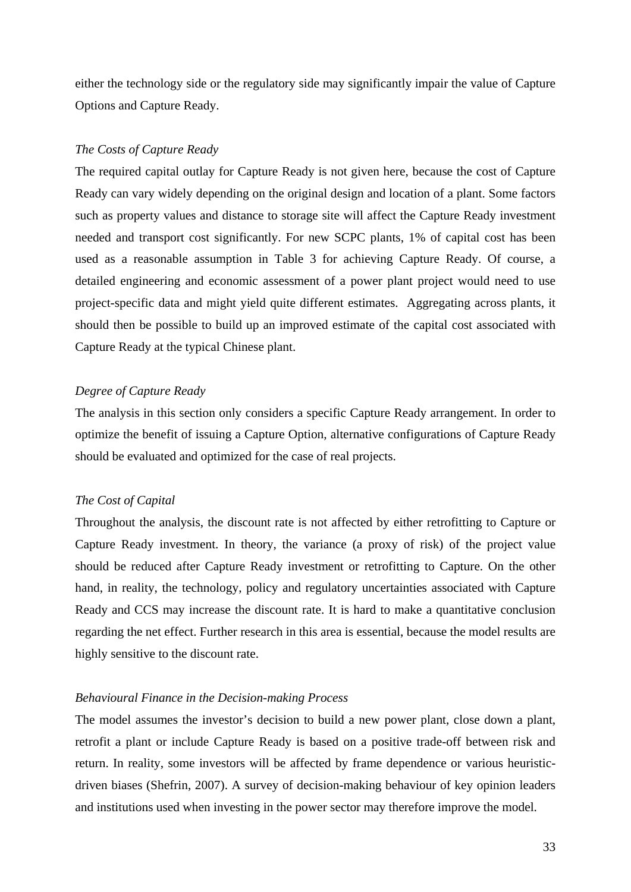either the technology side or the regulatory side may significantly impair the value of Capture Options and Capture Ready.

*The Costs of Capture Ready*

The required capital outlay for Capture Ready is not given here, because the cost of Capture Ready can vary widely depending on the original design and location of a plant. Some factors such as property values and distance to storage site will affect the Capture Ready investment needed and transport cost significantly. For new SCPC plants, 1% of capital cost has been used as a reasonable assumption in Table 3 for achieving Capture Ready. Of course, a detailed engineering and economic assessment of a power plant project would need to use project-specific data and might yield quite different estimates. Aggregating across plants, it should then be possible to build up an improved estimate of the capital cost associated with Capture Ready at the typical Chinese plant.

*Degree of Capture Ready*

The analysis in this section only considers a specific Capture Ready arrangement. In order to optimize the benefit of issuing a Capture Option, alternative configurations of Capture Ready should be evaluated and optimized for the case of real projects.

*The Cost of Capital*

Throughout the analysis, the discount rate is not affected by either retrofitting to Capture or Capture Ready investment. In theory, the variance (a proxy of risk) of the project value should be reduced after Capture Ready investment or retrofitting to Capture. On the other hand, in reality, the technology, policy and regulatory uncertainties associated with Capture Ready and CCS may increase the discount rate. It is hard to make a quantitative conclusion regarding the net effect. Further research in this area is essential, because the model results are highly sensitive to the discount rate.

*Behavioural Finance in the Decision-making Process*

The model assumes the investor's decision to build a new power plant, close down a plant, retrofit a plant or include Capture Ready is based on a positive trade-off between risk and return. In reality, some investors will be affected by frame dependence or various heuristic-driven biases (Shefrin, 2007). A survey of decision-making behaviour of key opinion leaders and institutions used when investing in the power sector may therefore improve the model.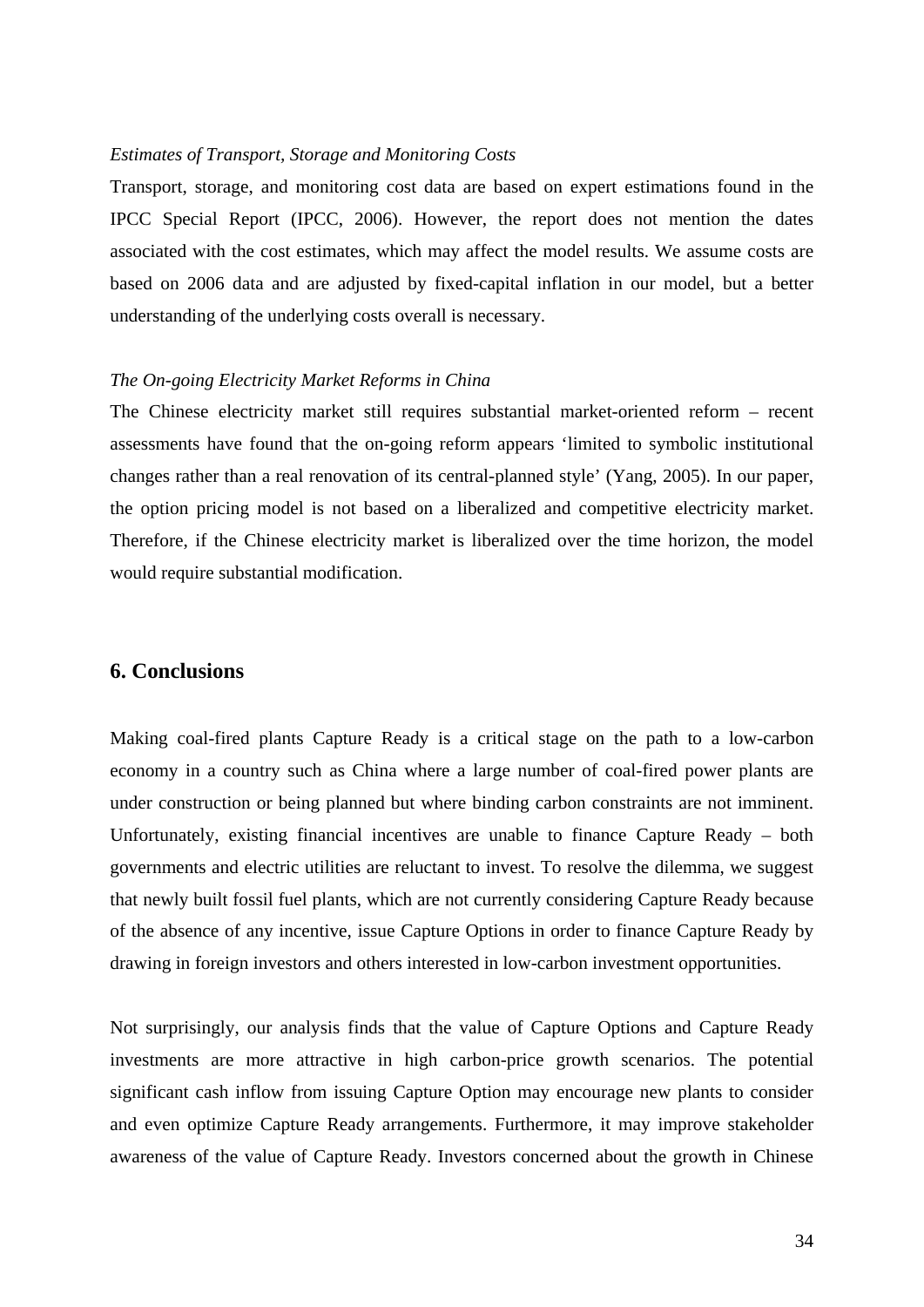*Estimates of Transport, Storage and Monitoring Costs*

Transport, storage, and monitoring cost data are based on expert estimations found in the IPCC Special Report (IPCC, 2006). However, the report does not mention the dates associated with the cost estimates, which may affect the model results. We assume costs are based on 2006 data and are adjusted by fixed-capital inflation in our model, but a better understanding of the underlying costs overall is necessary.

*The On-going Electricity Market Reforms in China*

The Chinese electricity market still requires substantial market-oriented reform – recent assessments have found that the on-going reform appears 'limited to symbolic institutional changes rather than a real renovation of its central-planned style' (Yang, 2005). In our paper, the option pricing model is not based on a liberalized and competitive electricity market. Therefore, if the Chinese electricity market is liberalized over the time horizon, the model would require substantial modification.

## 6. Conclusions

Making coal-fired plants Capture Ready is a critical stage on the path to a low-carbon economy in a country such as China where a large number of coal-fired power plants are under construction or being planned but where binding carbon constraints are not imminent. Unfortunately, existing financial incentives are unable to finance Capture Ready – both governments and electric utilities are reluctant to invest. To resolve the dilemma, we suggest that newly built fossil fuel plants, which are not currently considering Capture Ready because of the absence of any incentive, issue Capture Options in order to finance Capture Ready by drawing in foreign investors and others interested in low-carbon investment opportunities.

Not surprisingly, our analysis finds that the value of Capture Options and Capture Ready investments are more attractive in high carbon-price growth scenarios. The potential significant cash inflow from issuing Capture Option may encourage new plants to consider and even optimize Capture Ready arrangements. Furthermore, it may improve stakeholder awareness of the value of Capture Ready. Investors concerned about the growth in Chinese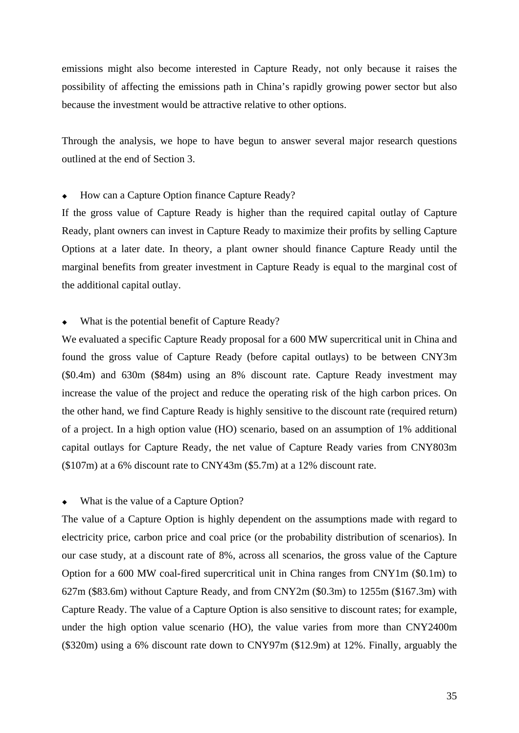emissions might also become interested in Capture Ready, not only because it raises the possibility of affecting the emissions path in China's rapidly growing power sector but also because the investment would be attractive relative to other options.

Through the analysis, we hope to have begun to answer several major research questions outlined at the end of Section 3.

- How can a Capture Option finance Capture Ready?

If the gross value of Capture Ready is higher than the required capital outlay of Capture Ready, plant owners can invest in Capture Ready to maximize their profits by selling Capture Options at a later date. In theory, a plant owner should finance Capture Ready until the marginal benefits from greater investment in Capture Ready is equal to the marginal cost of the additional capital outlay.

- What is the potential benefit of Capture Ready?

We evaluated a specific Capture Ready proposal for a 600 MW supercritical unit in China and found the gross value of Capture Ready (before capital outlays) to be between CNY3m ($0.4m) and 630m ($84m) using an 8% discount rate. Capture Ready investment may increase the value of the project and reduce the operating risk of the high carbon prices. On the other hand, we find Capture Ready is highly sensitive to the discount rate (required return) of a project. In a high option value (HO) scenario, based on an assumption of 1% additional capital outlays for Capture Ready, the net value of Capture Ready varies from CNY803m ($107m) at a 6% discount rate to CNY43m ($5.7m) at a 12% discount rate.

- What is the value of a Capture Option?

The value of a Capture Option is highly dependent on the assumptions made with regard to electricity price, carbon price and coal price (or the probability distribution of scenarios). In our case study, at a discount rate of 8%, across all scenarios, the gross value of the Capture Option for a 600 MW coal-fired supercritical unit in China ranges from CNY1m ($0.1m) to 627m ($83.6m) without Capture Ready, and from CNY2m ($0.3m) to 1255m ($167.3m) with Capture Ready. The value of a Capture Option is also sensitive to discount rates; for example, under the high option value scenario (HO), the value varies from more than CNY2400m ($320m) using a 6% discount rate down to CNY97m ($12.9m) at 12%. Finally, arguably the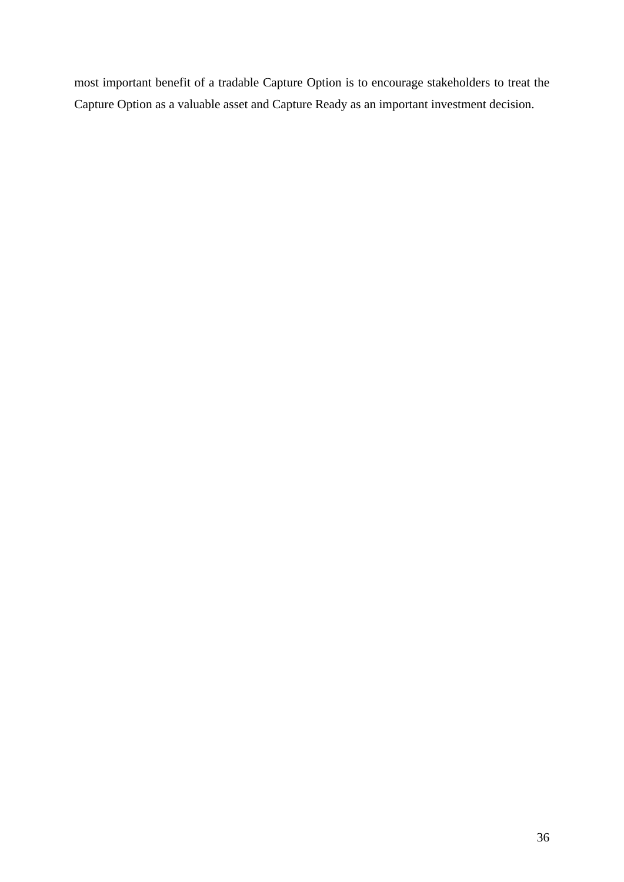most important benefit of a tradable Capture Option is to encourage stakeholders to treat the Capture Option as a valuable asset and Capture Ready as an important investment decision.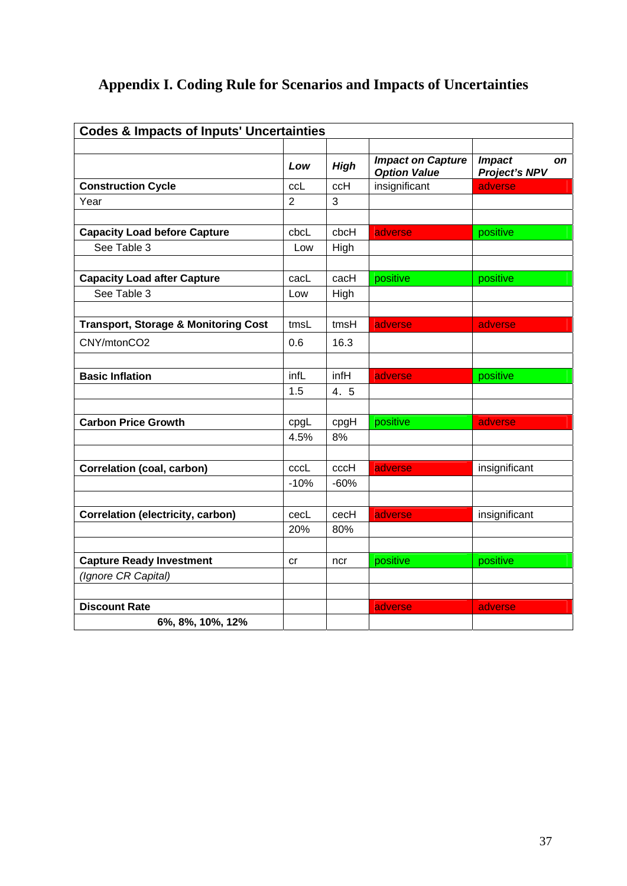# Appendix I. Coding Rule for Scenarios and Impacts of Uncertainties

| Codes & Impacts of Inputs' Uncertainties | | | | |
|---|---|---|---|---|
| | | | | |
| | ***Low*** | ***High*** | ***Impact on Capture Option Value*** | ***Impact on Project's NPV*** |
| **Construction Cycle** | ccL | ccH | insignificant | adverse |
| Year | 2 | 3 | | |
| | | | | |
| **Capacity Load before Capture** | cbcL | cbcH | adverse | positive |
| See Table 3 | Low | High | | |
| | | | | |
| **Capacity Load after Capture** | cacL | cacH | positive | positive |
| See Table 3 | Low | High | | |
| | | | | |
| **Transport, Storage & Monitoring Cost** | tmsL | tmsH | adverse | adverse |
| CNY/mtonCO2 | 0.6 | 16.3 | | |
| | | | | |
| **Basic Inflation** | infL | infH | adverse | positive |
| | 1.5 | 4．5 | | |
| | | | | |
| **Carbon Price Growth** | cpgL | cpgH | positive | adverse |
| | 4.5% | 8% | | |
| | | | | |
| **Correlation (coal, carbon)** | cccL | cccH | adverse | insignificant |
| | -10% | -60% | | |
| | | | | |
| **Correlation (electricity, carbon)** | cecL | cecH | adverse | insignificant |
| | 20% | 80% | | |
| | | | | |
| **Capture Ready Investment** | cr | ncr | positive | positive |
| *(Ignore CR Capital)* | | | | |
| | | | | |
| **Discount Rate** | | | adverse | adverse |
| **6%, 8%, 10%, 12%** | | | | |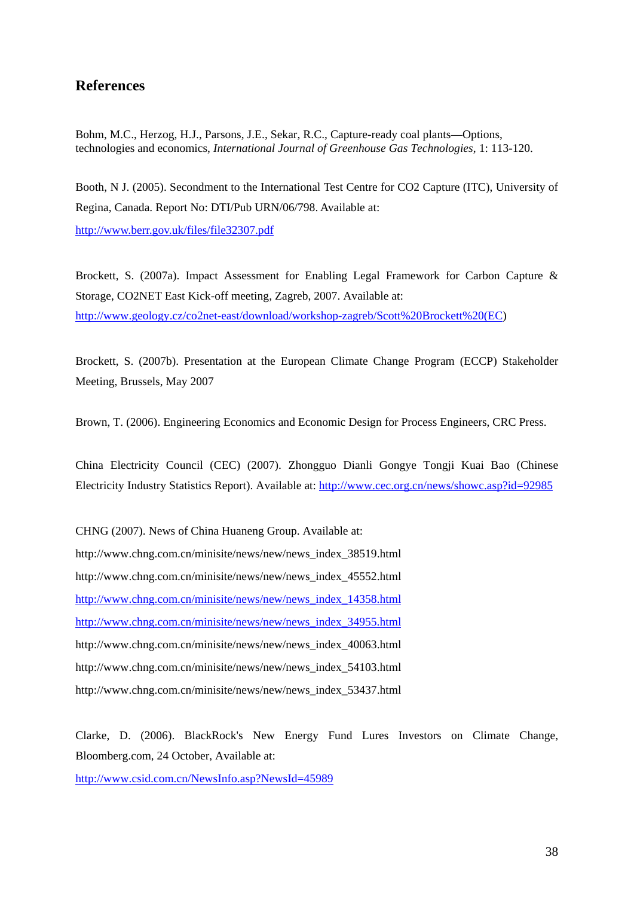## References

Bohm, M.C., Herzog, H.J., Parsons, J.E., Sekar, R.C., Capture-ready coal plants—Options, technologies and economics, *International Journal of Greenhouse Gas Technologies*, 1: 113-120.

Booth, N J. (2005). Secondment to the International Test Centre for CO2 Capture (ITC), University of Regina, Canada. Report No: DTI/Pub URN/06/798. Available at: http://www.berr.gov.uk/files/file32307.pdf

Brockett, S. (2007a). Impact Assessment for Enabling Legal Framework for Carbon Capture & Storage, CO2NET East Kick-off meeting, Zagreb, 2007. Available at: http://www.geology.cz/co2net-east/download/workshop-zagreb/Scott%20Brockett%20(EC)

Brockett, S. (2007b). Presentation at the European Climate Change Program (ECCP) Stakeholder Meeting, Brussels, May 2007

Brown, T. (2006). Engineering Economics and Economic Design for Process Engineers, CRC Press.

China Electricity Council (CEC) (2007). Zhongguo Dianli Gongye Tongji Kuai Bao (Chinese Electricity Industry Statistics Report). Available at: http://www.cec.org.cn/news/showc.asp?id=92985

CHNG (2007). News of China Huaneng Group. Available at:
http://www.chng.com.cn/minisite/news/new/news_index_38519.html
http://www.chng.com.cn/minisite/news/new/news_index_45552.html
http://www.chng.com.cn/minisite/news/new/news_index_14358.html
http://www.chng.com.cn/minisite/news/new/news_index_34955.html
http://www.chng.com.cn/minisite/news/new/news_index_40063.html
http://www.chng.com.cn/minisite/news/new/news_index_54103.html
http://www.chng.com.cn/minisite/news/new/news_index_53437.html

Clarke, D. (2006). BlackRock's New Energy Fund Lures Investors on Climate Change, Bloomberg.com, 24 October, Available at: http://www.csid.com.cn/NewsInfo.asp?NewsId=45989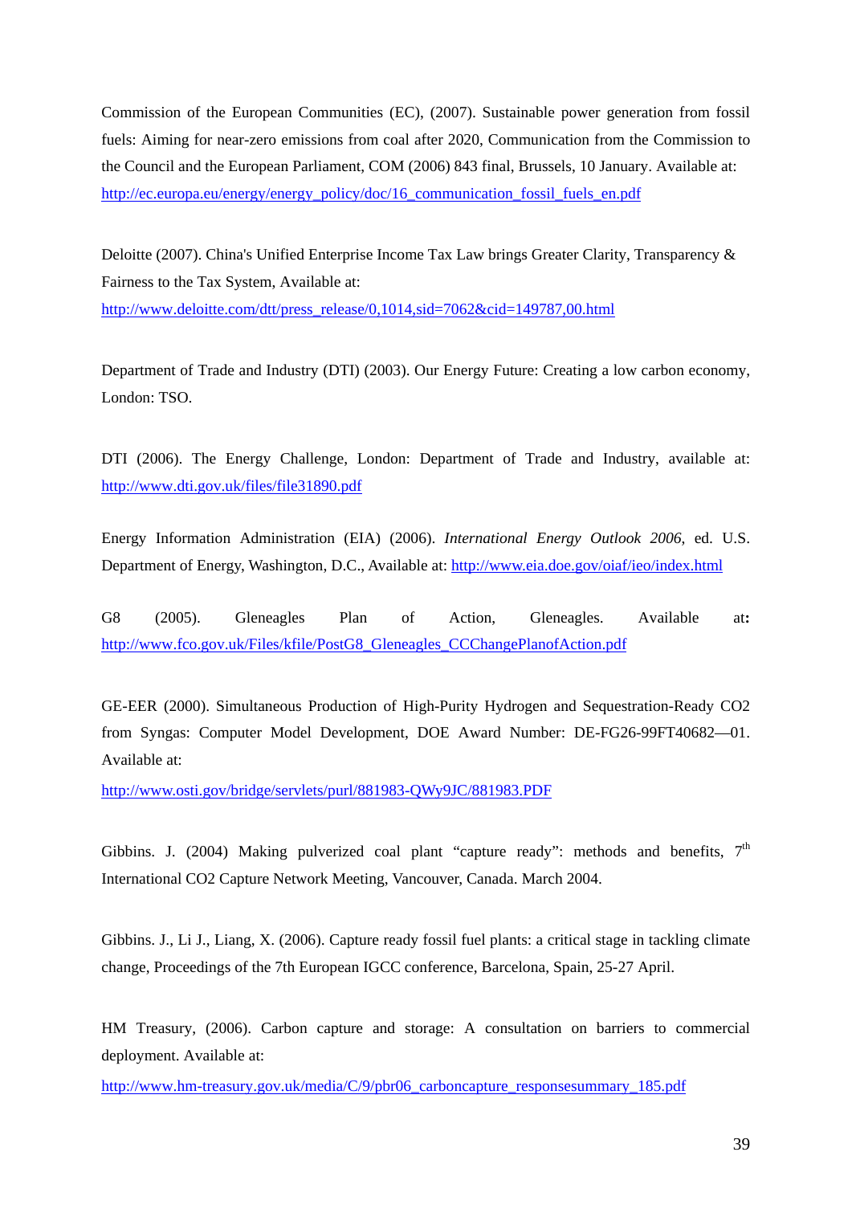Commission of the European Communities (EC), (2007). Sustainable power generation from fossil fuels: Aiming for near-zero emissions from coal after 2020, Communication from the Commission to the Council and the European Parliament, COM (2006) 843 final, Brussels, 10 January. Available at: http://ec.europa.eu/energy/energy_policy/doc/16_communication_fossil_fuels_en.pdf

Deloitte (2007). China's Unified Enterprise Income Tax Law brings Greater Clarity, Transparency & Fairness to the Tax System, Available at: http://www.deloitte.com/dtt/press_release/0,1014,sid=7062&cid=149787,00.html

Department of Trade and Industry (DTI) (2003). Our Energy Future: Creating a low carbon economy, London: TSO.

DTI (2006). The Energy Challenge, London: Department of Trade and Industry, available at: http://www.dti.gov.uk/files/file31890.pdf

Energy Information Administration (EIA) (2006). *International Energy Outlook 2006*, ed. U.S. Department of Energy, Washington, D.C., Available at: http://www.eia.doe.gov/oiaf/ieo/index.html

G8 (2005). Gleneagles Plan of Action, Gleneagles. Available at: http://www.fco.gov.uk/Files/kfile/PostG8_Gleneagles_CCChangePlanofAction.pdf

GE-EER (2000). Simultaneous Production of High-Purity Hydrogen and Sequestration-Ready CO2 from Syngas: Computer Model Development, DOE Award Number: DE-FG26-99FT40682—01. Available at:

http://www.osti.gov/bridge/servlets/purl/881983-QWy9JC/881983.PDF

Gibbins. J. (2004) Making pulverized coal plant "capture ready": methods and benefits, 7th International CO2 Capture Network Meeting, Vancouver, Canada. March 2004.

Gibbins. J., Li J., Liang, X. (2006). Capture ready fossil fuel plants: a critical stage in tackling climate change, Proceedings of the 7th European IGCC conference, Barcelona, Spain, 25-27 April.

HM Treasury, (2006). Carbon capture and storage: A consultation on barriers to commercial deployment. Available at:

http://www.hm-treasury.gov.uk/media/C/9/pbr06_carboncapture_responsesummary_185.pdf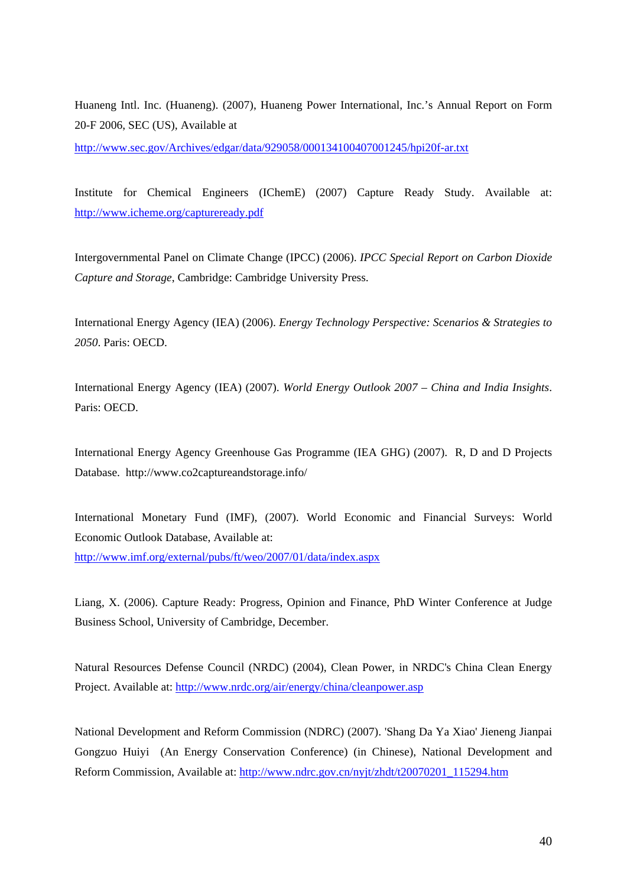Huaneng Intl. Inc. (Huaneng). (2007), Huaneng Power International, Inc.'s Annual Report on Form 20-F 2006, SEC (US), Available at

http://www.sec.gov/Archives/edgar/data/929058/000134100407001245/hpi20f-ar.txt

Institute for Chemical Engineers (IChemE) (2007) Capture Ready Study. Available at: http://www.icheme.org/captureready.pdf

Intergovernmental Panel on Climate Change (IPCC) (2006). *IPCC Special Report on Carbon Dioxide Capture and Storage*, Cambridge: Cambridge University Press.

International Energy Agency (IEA) (2006). *Energy Technology Perspective: Scenarios & Strategies to 2050*. Paris: OECD.

International Energy Agency (IEA) (2007). *World Energy Outlook 2007 – China and India Insights*. Paris: OECD.

International Energy Agency Greenhouse Gas Programme (IEA GHG) (2007). R, D and D Projects Database. http://www.co2captureandstorage.info/

International Monetary Fund (IMF), (2007). World Economic and Financial Surveys: World Economic Outlook Database, Available at:

http://www.imf.org/external/pubs/ft/weo/2007/01/data/index.aspx

Liang, X. (2006). Capture Ready: Progress, Opinion and Finance, PhD Winter Conference at Judge Business School, University of Cambridge, December.

Natural Resources Defense Council (NRDC) (2004), Clean Power, in NRDC's China Clean Energy Project. Available at: http://www.nrdc.org/air/energy/china/cleanpower.asp

National Development and Reform Commission (NDRC) (2007). 'Shang Da Ya Xiao' Jieneng Jianpai Gongzuo Huiyi (An Energy Conservation Conference) (in Chinese), National Development and Reform Commission, Available at: http://www.ndrc.gov.cn/nyjt/zhdt/t20070201_115294.htm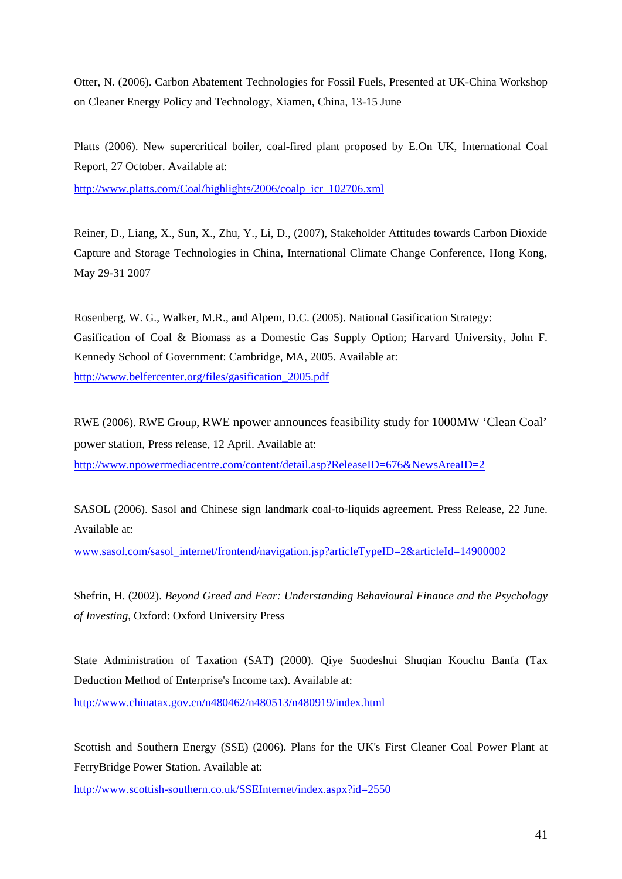Otter, N. (2006). Carbon Abatement Technologies for Fossil Fuels, Presented at UK-China Workshop on Cleaner Energy Policy and Technology, Xiamen, China, 13-15 June

Platts (2006). New supercritical boiler, coal-fired plant proposed by E.On UK, International Coal Report, 27 October. Available at:
http://www.platts.com/Coal/highlights/2006/coalp_icr_102706.xml

Reiner, D., Liang, X., Sun, X., Zhu, Y., Li, D., (2007), Stakeholder Attitudes towards Carbon Dioxide Capture and Storage Technologies in China, International Climate Change Conference, Hong Kong, May 29-31 2007

Rosenberg, W. G., Walker, M.R., and Alpem, D.C. (2005). National Gasification Strategy: Gasification of Coal & Biomass as a Domestic Gas Supply Option; Harvard University, John F. Kennedy School of Government: Cambridge, MA, 2005. Available at:
http://www.belfercenter.org/files/gasification_2005.pdf

RWE (2006). RWE Group, RWE npower announces feasibility study for 1000MW 'Clean Coal' power station, Press release, 12 April. Available at:
http://www.npowermediacentre.com/content/detail.asp?ReleaseID=676&NewsAreaID=2

SASOL (2006). Sasol and Chinese sign landmark coal-to-liquids agreement. Press Release, 22 June. Available at:
www.sasol.com/sasol_internet/frontend/navigation.jsp?articleTypeID=2&articleId=14900002

Shefrin, H. (2002). *Beyond Greed and Fear: Understanding Behavioural Finance and the Psychology of Investing*, Oxford: Oxford University Press

State Administration of Taxation (SAT) (2000). Qiye Suodeshui Shuqian Kouchu Banfa (Tax Deduction Method of Enterprise's Income tax). Available at:
http://www.chinatax.gov.cn/n480462/n480513/n480919/index.html

Scottish and Southern Energy (SSE) (2006). Plans for the UK's First Cleaner Coal Power Plant at FerryBridge Power Station. Available at:
http://www.scottish-southern.co.uk/SSEInternet/index.aspx?id=2550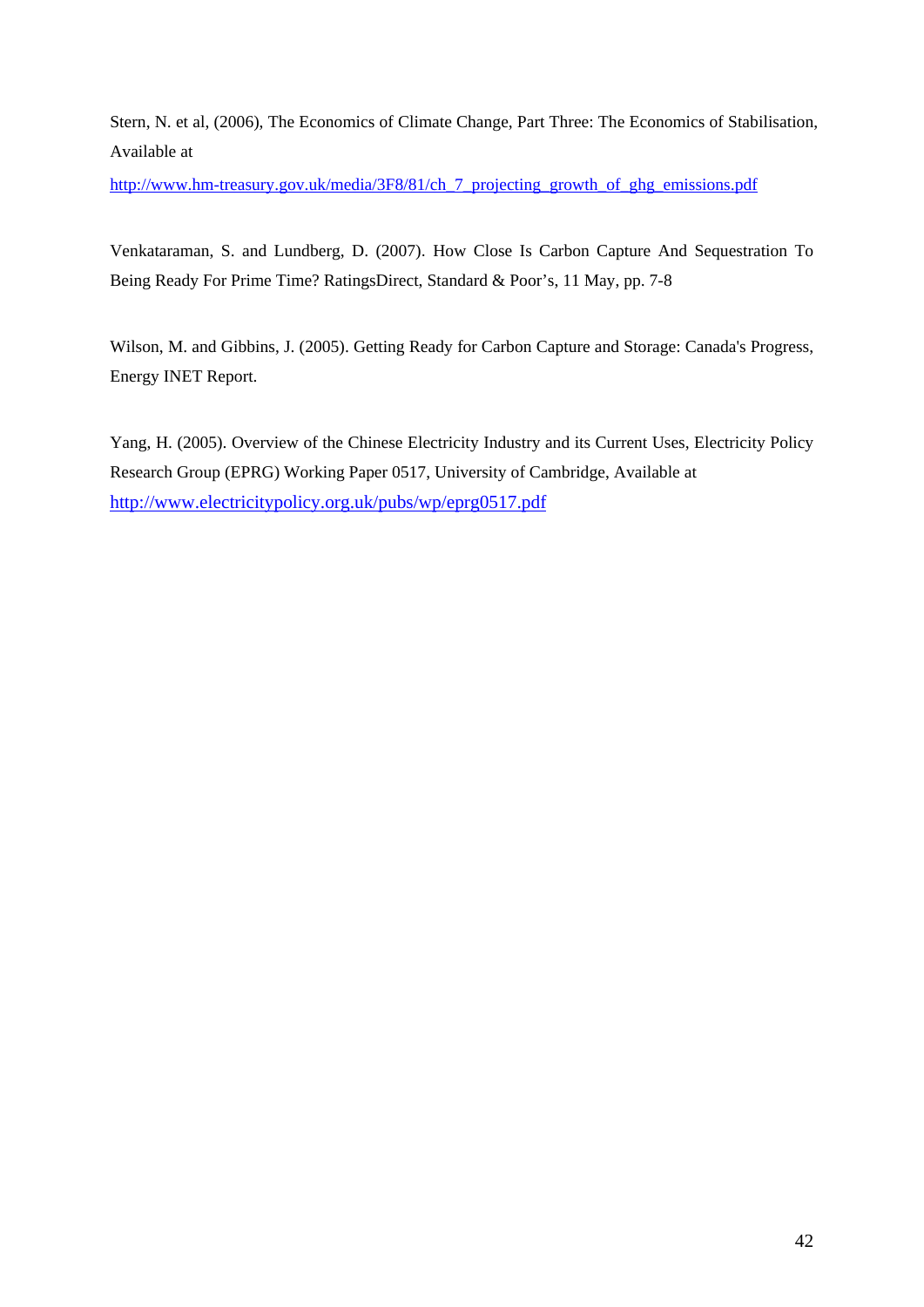Stern, N. et al, (2006), The Economics of Climate Change, Part Three: The Economics of Stabilisation, Available at

http://www.hm-treasury.gov.uk/media/3F8/81/ch_7_projecting_growth_of_ghg_emissions.pdf

Venkataraman, S. and Lundberg, D. (2007). How Close Is Carbon Capture And Sequestration To Being Ready For Prime Time? RatingsDirect, Standard & Poor's, 11 May, pp. 7-8

Wilson, M. and Gibbins, J. (2005). Getting Ready for Carbon Capture and Storage: Canada's Progress, Energy INET Report.

Yang, H. (2005). Overview of the Chinese Electricity Industry and its Current Uses, Electricity Policy Research Group (EPRG) Working Paper 0517, University of Cambridge, Available at http://www.electricitypolicy.org.uk/pubs/wp/eprg0517.pdf